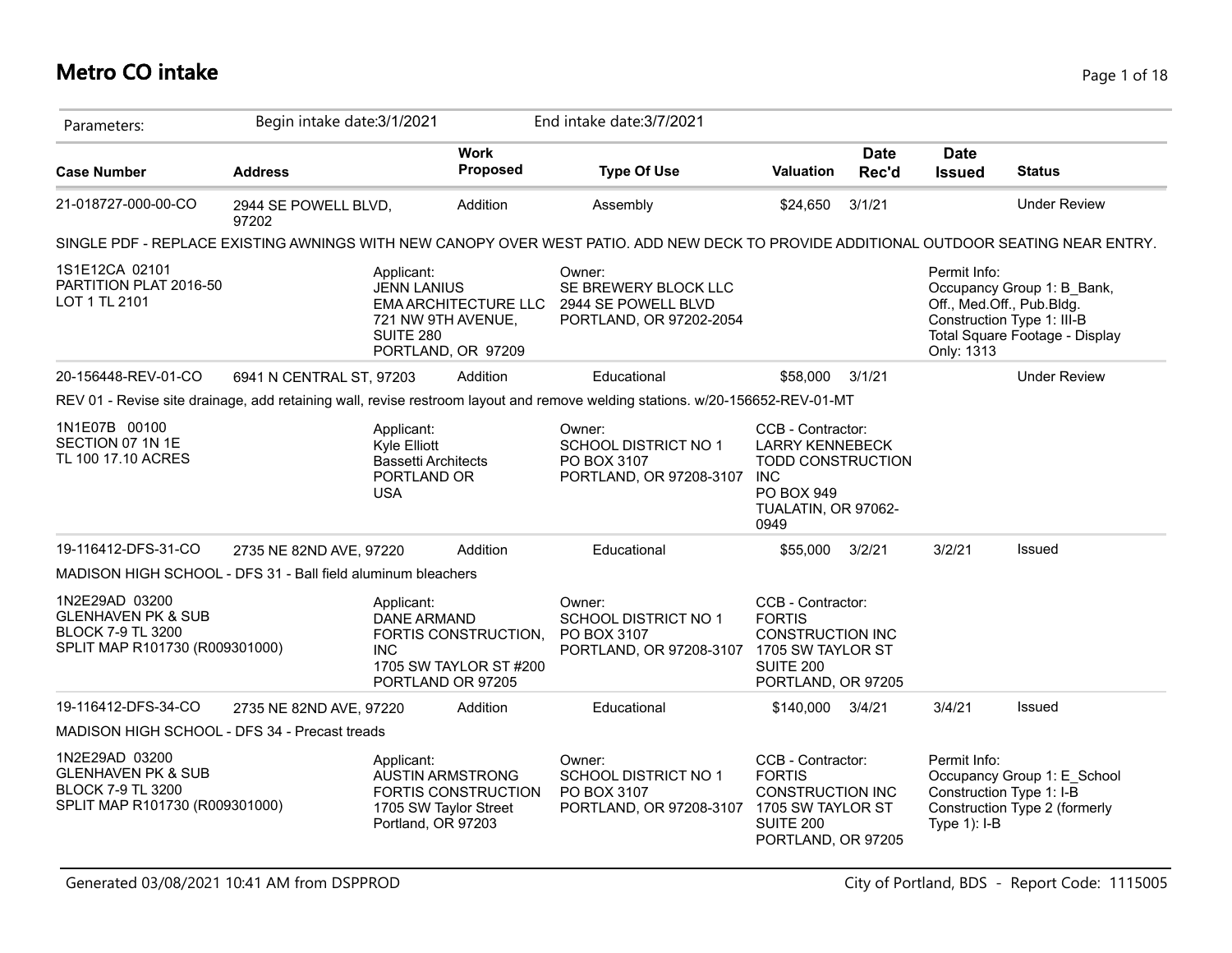# Metro CO intake

| Parameters: | Begin intake date:3/1/2021 | | End intake date:3/7/2021 | | | | |
|---|---|---|---|---|---|---|---|

| Case Number | Address | Work Proposed | Type Of Use | Valuation | Date Rec'd | Date Issued | Status |
|---|---|---|---|---|---|---|---|
| 21-018727-000-00-CO | 2944 SE POWELL BLVD, 97202 | Addition | Assembly | $24,650 | 3/1/21 | | Under Review |

SINGLE PDF - REPLACE EXISTING AWNINGS WITH NEW CANOPY OVER WEST PATIO. ADD NEW DECK TO PROVIDE ADDITIONAL OUTDOOR SEATING NEAR ENTRY.

1S1E12CA 02101
PARTITION PLAT 2016-50
LOT 1 TL 2101

Applicant:
JENN LANIUS
EMA ARCHITECTURE LLC
721 NW 9TH AVENUE, SUITE 280
PORTLAND, OR 97209

Owner:
SE BREWERY BLOCK LLC
2944 SE POWELL BLVD
PORTLAND, OR 97202-2054

Permit Info:
Occupancy Group 1: B_Bank, Off., Med.Off., Pub.Bldg.
Construction Type 1: III-B
Total Square Footage - Display Only: 1313

| Case Number | Address | Work Proposed | Type Of Use | Valuation | Date Rec'd | Date Issued | Status |
|---|---|---|---|---|---|---|---|
| 20-156448-REV-01-CO | 6941 N CENTRAL ST, 97203 | Addition | Educational | $58,000 | 3/1/21 | | Under Review |

REV 01 - Revise site drainage, add retaining wall, revise restroom layout and remove welding stations. w/20-156652-REV-01-MT

1N1E07B 00100
SECTION 07 1N 1E
TL 100 17.10 ACRES

Applicant:
Kyle Elliott
Bassetti Architects
PORTLAND OR
USA

Owner:
SCHOOL DISTRICT NO 1
PO BOX 3107
PORTLAND, OR 97208-3107

CCB - Contractor:
LARRY KENNEBECK
TODD CONSTRUCTION INC
PO BOX 949
TUALATIN, OR 97062-0949

| Case Number | Address | Work Proposed | Type Of Use | Valuation | Date Rec'd | Date Issued | Status |
|---|---|---|---|---|---|---|---|
| 19-116412-DFS-31-CO | 2735 NE 82ND AVE, 97220 | Addition | Educational | $55,000 | 3/2/21 | 3/2/21 | Issued |

MADISON HIGH SCHOOL - DFS 31 - Ball field aluminum bleachers

1N2E29AD 03200
GLENHAVEN PK & SUB
BLOCK 7-9 TL 3200
SPLIT MAP R101730 (R009301000)

Applicant:
DANE ARMAND
FORTIS CONSTRUCTION, INC
1705 SW TAYLOR ST #200
PORTLAND OR 97205

Owner:
SCHOOL DISTRICT NO 1
PO BOX 3107
PORTLAND, OR 97208-3107

CCB - Contractor:
FORTIS CONSTRUCTION INC
1705 SW TAYLOR ST SUITE 200
PORTLAND, OR 97205

| Case Number | Address | Work Proposed | Type Of Use | Valuation | Date Rec'd | Date Issued | Status |
|---|---|---|---|---|---|---|---|
| 19-116412-DFS-34-CO | 2735 NE 82ND AVE, 97220 | Addition | Educational | $140,000 | 3/4/21 | 3/4/21 | Issued |

MADISON HIGH SCHOOL - DFS 34 - Precast treads

1N2E29AD 03200
GLENHAVEN PK & SUB
BLOCK 7-9 TL 3200
SPLIT MAP R101730 (R009301000)

Applicant:
AUSTIN ARMSTRONG
FORTIS CONSTRUCTION
1705 SW Taylor Street
Portland, OR 97203

Owner:
SCHOOL DISTRICT NO 1
PO BOX 3107
PORTLAND, OR 97208-3107

CCB - Contractor:
FORTIS CONSTRUCTION INC
1705 SW TAYLOR ST SUITE 200
PORTLAND, OR 97205

Permit Info:
Occupancy Group 1: E_School
Construction Type 1: I-B
Construction Type 2 (formerly Type 1): I-B

Generated 03/08/2021 10:41 AM from DSPPROD

City of Portland, BDS - Report Code: 1115005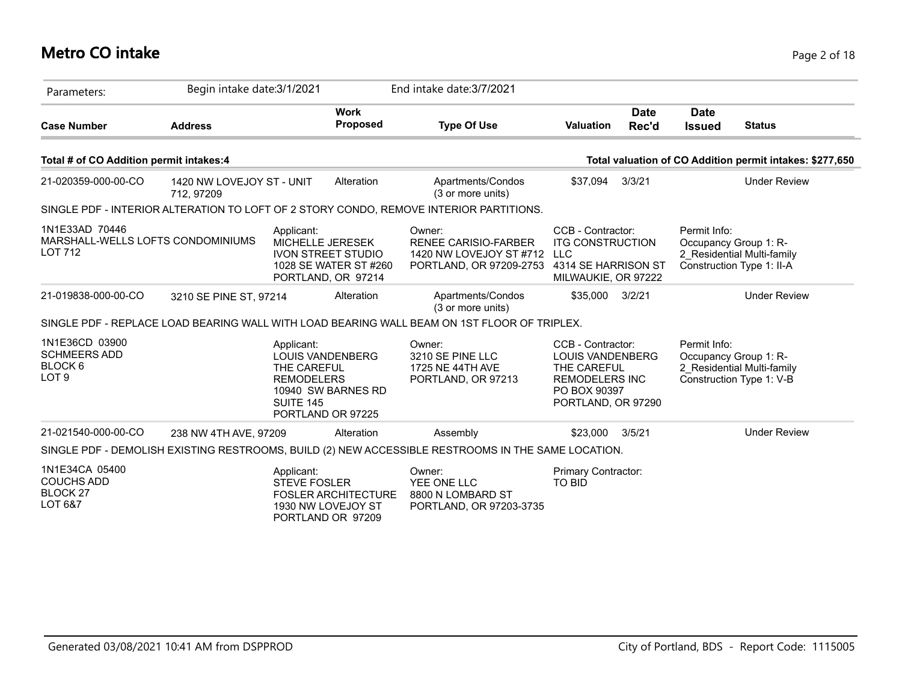# Metro CO intake

Parameters: Begin intake date:3/1/2021 End intake date:3/7/2021

| Case Number | Address | Work Proposed | Type Of Use | Valuation | Date Rec'd | Date Issued | Status |
|---|---|---|---|---|---|---|---|

**Total # of CO Addition permit intakes:4** — **Total valuation of CO Addition permit intakes: $277,650**

| Case Number | Address | Work Proposed | Type Of Use | Valuation | Date Rec'd | Date Issued | Status |
|---|---|---|---|---|---|---|---|
| 21-020359-000-00-CO | 1420 NW LOVEJOY ST - UNIT 712, 97209 | Alteration | Apartments/Condos (3 or more units) | $37,094 | 3/3/21 | | Under Review |

SINGLE PDF - INTERIOR ALTERATION TO LOFT OF 2 STORY CONDO, REMOVE INTERIOR PARTITIONS.

1N1E33AD 70446
MARSHALL-WELLS LOFTS CONDOMINIUMS
LOT 712

Applicant:
MICHELLE JERESEK
IVON STREET STUDIO
1028 SE WATER ST #260
PORTLAND, OR 97214

Owner:
RENEE CARISIO-FARBER
1420 NW LOVEJOY ST #712
PORTLAND, OR 97209-2753

CCB - Contractor:
ITG CONSTRUCTION LLC
4314 SE HARRISON ST
MILWAUKIE, OR 97222

Permit Info:
Occupancy Group 1: R-2_Residential Multi-family
Construction Type 1: II-A

| Case Number | Address | Work Proposed | Type Of Use | Valuation | Date Rec'd | Date Issued | Status |
|---|---|---|---|---|---|---|---|
| 21-019838-000-00-CO | 3210 SE PINE ST, 97214 | Alteration | Apartments/Condos (3 or more units) | $35,000 | 3/2/21 | | Under Review |

SINGLE PDF - REPLACE LOAD BEARING WALL WITH LOAD BEARING WALL BEAM ON 1ST FLOOR OF TRIPLEX.

1N1E36CD 03900
SCHMEERS ADD
BLOCK 6
LOT 9

Applicant:
LOUIS VANDENBERG
THE CAREFUL REMODELERS
10940 SW BARNES RD
SUITE 145
PORTLAND OR 97225

Owner:
3210 SE PINE LLC
1725 NE 44TH AVE
PORTLAND, OR 97213

CCB - Contractor:
LOUIS VANDENBERG
THE CAREFUL REMODELERS INC
PO BOX 90397
PORTLAND, OR 97290

Permit Info:
Occupancy Group 1: R-2_Residential Multi-family
Construction Type 1: V-B

| Case Number | Address | Work Proposed | Type Of Use | Valuation | Date Rec'd | Date Issued | Status |
|---|---|---|---|---|---|---|---|
| 21-021540-000-00-CO | 238 NW 4TH AVE, 97209 | Alteration | Assembly | $23,000 | 3/5/21 | | Under Review |

SINGLE PDF - DEMOLISH EXISTING RESTROOMS, BUILD (2) NEW ACCESSIBLE RESTROOMS IN THE SAME LOCATION.

1N1E34CA 05400
COUCHS ADD
BLOCK 27
LOT 6&7

Applicant:
STEVE FOSLER
FOSLER ARCHITECTURE
1930 NW LOVEJOY ST
PORTLAND OR 97209

Owner:
YEE ONE LLC
8800 N LOMBARD ST
PORTLAND, OR 97203-3735

Primary Contractor:
TO BID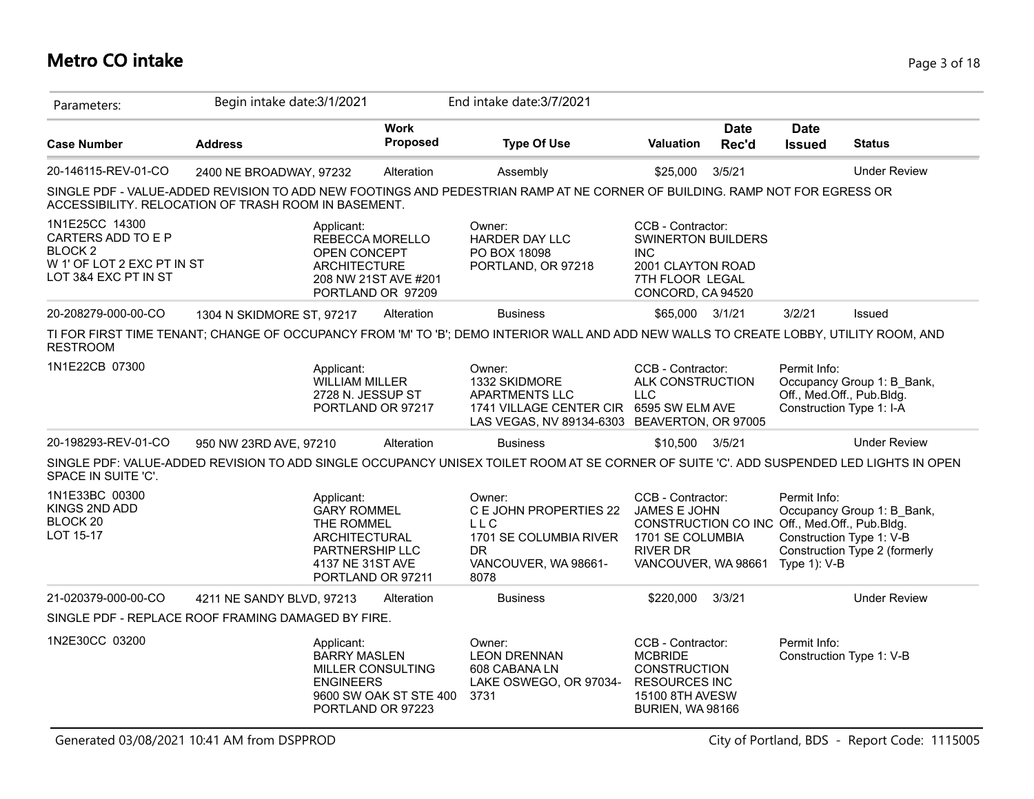# Metro CO intake

Parameters: Begin intake date:3/1/2021 End intake date:3/7/2021

| Case Number | Address | Work Proposed | Type Of Use | Valuation | Date Rec'd | Date Issued | Status |
|---|---|---|---|---|---|---|---|
| 20-146115-REV-01-CO | 2400 NE BROADWAY, 97232 | Alteration | Assembly | $25,000 | 3/5/21 | | Under Review |

SINGLE PDF - VALUE-ADDED REVISION TO ADD NEW FOOTINGS AND PEDESTRIAN RAMP AT NE CORNER OF BUILDING. RAMP NOT FOR EGRESS OR ACCESSIBILITY. RELOCATION OF TRASH ROOM IN BASEMENT.

1N1E25CC 14300
CARTERS ADD TO E P
BLOCK 2
W 1' OF LOT 2 EXC PT IN ST
LOT 3&4 EXC PT IN ST

Applicant:
REBECCA MORELLO
OPEN CONCEPT ARCHITECTURE
208 NW 21ST AVE #201
PORTLAND OR 97209

Owner:
HARDER DAY LLC
PO BOX 18098
PORTLAND, OR 97218

CCB - Contractor:
SWINERTON BUILDERS INC
2001 CLAYTON ROAD
7TH FLOOR LEGAL
CONCORD, CA 94520

| Case Number | Address | Work Proposed | Type Of Use | Valuation | Date Rec'd | Date Issued | Status |
|---|---|---|---|---|---|---|---|
| 20-208279-000-00-CO | 1304 N SKIDMORE ST, 97217 | Alteration | Business | $65,000 | 3/1/21 | 3/2/21 | Issued |

TI FOR FIRST TIME TENANT; CHANGE OF OCCUPANCY FROM 'M' TO 'B'; DEMO INTERIOR WALL AND ADD NEW WALLS TO CREATE LOBBY, UTILITY ROOM, AND RESTROOM

1N1E22CB 07300

Applicant:
WILLIAM MILLER
2728 N. JESSUP ST
PORTLAND OR 97217

Owner:
1332 SKIDMORE APARTMENTS LLC
1741 VILLAGE CENTER CIR
LAS VEGAS, NV 89134-6303

CCB - Contractor:
ALK CONSTRUCTION LLC
6595 SW ELM AVE
BEAVERTON, OR 97005

Permit Info:
Occupancy Group 1: B_Bank, Off., Med.Off., Pub.Bldg.
Construction Type 1: I-A

| Case Number | Address | Work Proposed | Type Of Use | Valuation | Date Rec'd | Date Issued | Status |
|---|---|---|---|---|---|---|---|
| 20-198293-REV-01-CO | 950 NW 23RD AVE, 97210 | Alteration | Business | $10,500 | 3/5/21 | | Under Review |

SINGLE PDF: VALUE-ADDED REVISION TO ADD SINGLE OCCUPANCY UNISEX TOILET ROOM AT SE CORNER OF SUITE 'C'. ADD SUSPENDED LED LIGHTS IN OPEN SPACE IN SUITE 'C'.

1N1E33BC 00300
KINGS 2ND ADD
BLOCK 20
LOT 15-17

Applicant:
GARY ROMMEL
THE ROMMEL ARCHITECTURAL PARTNERSHIP LLC
4137 NE 31ST AVE
PORTLAND OR 97211

Owner:
C E JOHN PROPERTIES 22 L L C
1701 SE COLUMBIA RIVER DR
VANCOUVER, WA 98661-8078

CCB - Contractor:
JAMES E JOHN CONSTRUCTION CO INC
1701 SE COLUMBIA RIVER DR
VANCOUVER, WA 98661

Permit Info:
Occupancy Group 1: B_Bank, Off., Med.Off., Pub.Bldg.
Construction Type 1: V-B
Construction Type 2 (formerly Type 1): V-B

| Case Number | Address | Work Proposed | Type Of Use | Valuation | Date Rec'd | Date Issued | Status |
|---|---|---|---|---|---|---|---|
| 21-020379-000-00-CO | 4211 NE SANDY BLVD, 97213 | Alteration | Business | $220,000 | 3/3/21 | | Under Review |

SINGLE PDF - REPLACE ROOF FRAMING DAMAGED BY FIRE.

1N2E30CC 03200

Applicant:
BARRY MASLEN
MILLER CONSULTING ENGINEERS
9600 SW OAK ST STE 400
PORTLAND OR 97223

Owner:
LEON DRENNAN
608 CABANA LN
LAKE OSWEGO, OR 97034-3731

CCB - Contractor:
MCBRIDE CONSTRUCTION RESOURCES INC
15100 8TH AVESW
BURIEN, WA 98166

Permit Info:
Construction Type 1: V-B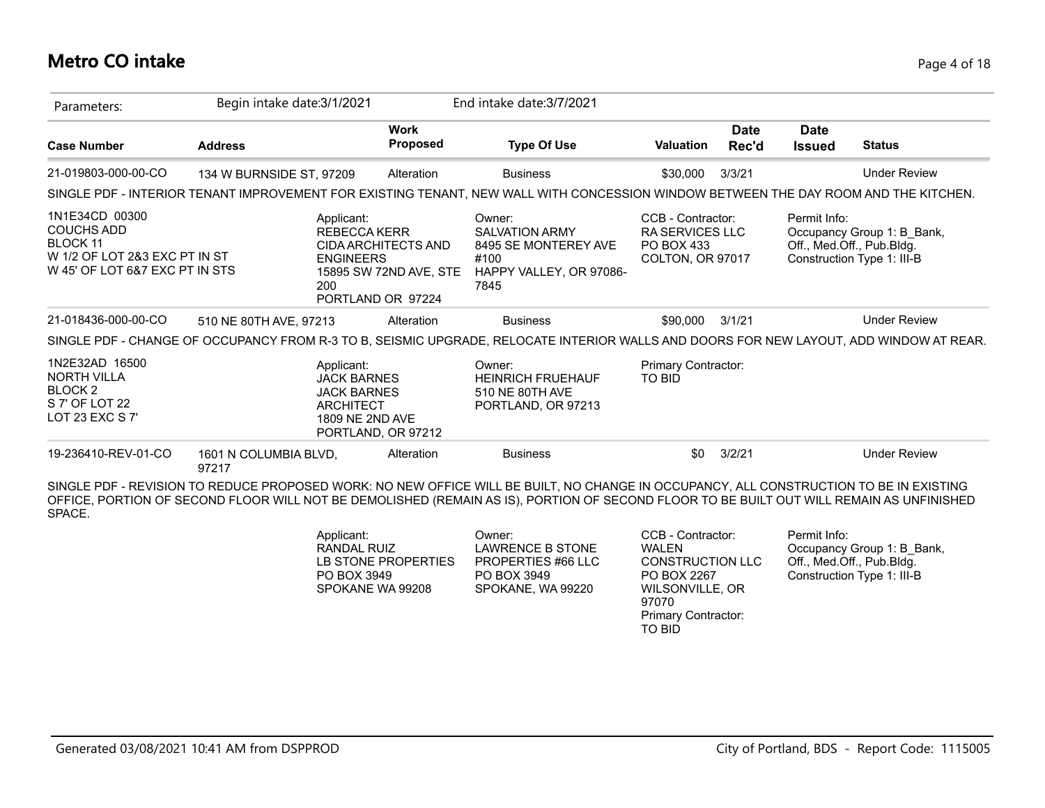# Metro CO intake

| Parameters: | Begin intake date:3/1/2021 | | End intake date:3/7/2021 | | | | |
|---|---|---|---|---|---|---|---|
| **Case Number** | **Address** | **Work Proposed** | **Type Of Use** | **Valuation** | **Date Rec'd** | **Date Issued** | **Status** |
| 21-019803-000-00-CO | 134 W BURNSIDE ST, 97209 | Alteration | Business | $30,000 | 3/3/21 | | Under Review |

SINGLE PDF - INTERIOR TENANT IMPROVEMENT FOR EXISTING TENANT, NEW WALL WITH CONCESSION WINDOW BETWEEN THE DAY ROOM AND THE KITCHEN.

1N1E34CD 00300
COUCHS ADD
BLOCK 11
W 1/2 OF LOT 2&3 EXC PT IN ST
W 45' OF LOT 6&7 EXC PT IN STS

Applicant:
REBECCA KERR
CIDA ARCHITECTS AND ENGINEERS
15895 SW 72ND AVE, STE 200
PORTLAND OR 97224

Owner:
SALVATION ARMY
8495 SE MONTEREY AVE #100
HAPPY VALLEY, OR 97086-7845

CCB - Contractor:
RA SERVICES LLC
PO BOX 433
COLTON, OR 97017

Permit Info:
Occupancy Group 1: B_Bank, Off., Med.Off., Pub.Bldg.
Construction Type 1: III-B

| Case Number | Address | Work Proposed | Type Of Use | Valuation | Date Rec'd | Date Issued | Status |
|---|---|---|---|---|---|---|---|
| 21-018436-000-00-CO | 510 NE 80TH AVE, 97213 | Alteration | Business | $90,000 | 3/1/21 | | Under Review |

SINGLE PDF - CHANGE OF OCCUPANCY FROM R-3 TO B, SEISMIC UPGRADE, RELOCATE INTERIOR WALLS AND DOORS FOR NEW LAYOUT, ADD WINDOW AT REAR.

1N2E32AD 16500
NORTH VILLA
BLOCK 2
S 7' OF LOT 22
LOT 23 EXC S 7'

Applicant:
JACK BARNES
JACK BARNES ARCHITECT
1809 NE 2ND AVE
PORTLAND, OR 97212

Owner:
HEINRICH FRUEHAUF
510 NE 80TH AVE
PORTLAND, OR 97213

Primary Contractor:
TO BID

| Case Number | Address | Work Proposed | Type Of Use | Valuation | Date Rec'd | Date Issued | Status |
|---|---|---|---|---|---|---|---|
| 19-236410-REV-01-CO | 1601 N COLUMBIA BLVD, 97217 | Alteration | Business | $0 | 3/2/21 | | Under Review |

SINGLE PDF - REVISION TO REDUCE PROPOSED WORK: NO NEW OFFICE WILL BE BUILT, NO CHANGE IN OCCUPANCY, ALL CONSTRUCTION TO BE IN EXISTING OFFICE, PORTION OF SECOND FLOOR WILL NOT BE DEMOLISHED (REMAIN AS IS), PORTION OF SECOND FLOOR TO BE BUILT OUT WILL REMAIN AS UNFINISHED SPACE.

Applicant:
RANDAL RUIZ
LB STONE PROPERTIES
PO BOX 3949
SPOKANE WA 99208

Owner:
LAWRENCE B STONE PROPERTIES #66 LLC
PO BOX 3949
SPOKANE, WA 99220

CCB - Contractor:
WALEN CONSTRUCTION LLC
PO BOX 2267
WILSONVILLE, OR 97070
Primary Contractor:
TO BID

Permit Info:
Occupancy Group 1: B_Bank, Off., Med.Off., Pub.Bldg.
Construction Type 1: III-B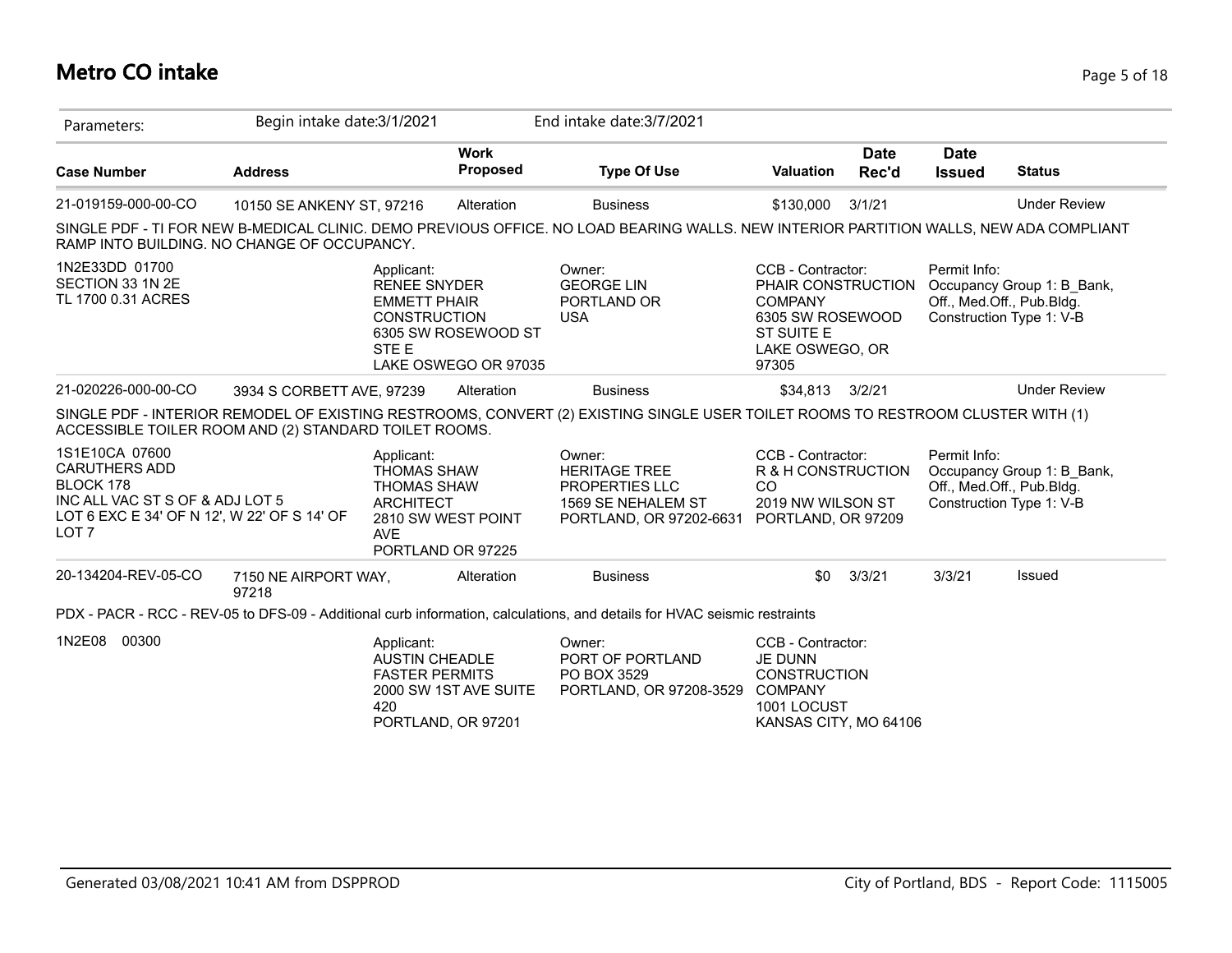# Metro CO intake

| Parameters: | Begin intake date:3/1/2021 | | End intake date:3/7/2021 | | | | |
|---|---|---|---|---|---|---|---|
| **Case Number** | **Address** | **Work Proposed** | **Type Of Use** | **Valuation** | **Date Rec'd** | **Date Issued** | **Status** |
| 21-019159-000-00-CO | 10150 SE ANKENY ST, 97216 | Alteration | Business | $130,000 | 3/1/21 | | Under Review |

SINGLE PDF - TI FOR NEW B-MEDICAL CLINIC. DEMO PREVIOUS OFFICE. NO LOAD BEARING WALLS. NEW INTERIOR PARTITION WALLS, NEW ADA COMPLIANT RAMP INTO BUILDING. NO CHANGE OF OCCUPANCY.

1N2E33DD 01700
SECTION 33 1N 2E
TL 1700 0.31 ACRES

Applicant:
RENEE SNYDER
EMMETT PHAIR CONSTRUCTION
6305 SW ROSEWOOD ST STE E
LAKE OSWEGO OR 97035

Owner:
GEORGE LIN
PORTLAND OR
USA

CCB - Contractor:
PHAIR CONSTRUCTION COMPANY
6305 SW ROSEWOOD ST SUITE E
LAKE OSWEGO, OR 97305

Permit Info:
Occupancy Group 1: B_Bank, Off., Med.Off., Pub.Bldg.
Construction Type 1: V-B

| Case Number | Address | Work Proposed | Type Of Use | Valuation | Date Rec'd | Date Issued | Status |
|---|---|---|---|---|---|---|---|
| 21-020226-000-00-CO | 3934 S CORBETT AVE, 97239 | Alteration | Business | $34,813 | 3/2/21 | | Under Review |

SINGLE PDF - INTERIOR REMODEL OF EXISTING RESTROOMS, CONVERT (2) EXISTING SINGLE USER TOILET ROOMS TO RESTROOM CLUSTER WITH (1) ACCESSIBLE TOILER ROOM AND (2) STANDARD TOILET ROOMS.

1S1E10CA 07600
CARUTHERS ADD
BLOCK 178
INC ALL VAC ST S OF & ADJ LOT 5
LOT 6 EXC E 34' OF N 12', W 22' OF S 14' OF LOT 7

Applicant:
THOMAS SHAW
THOMAS SHAW ARCHITECT
2810 SW WEST POINT AVE
PORTLAND OR 97225

Owner:
HERITAGE TREE PROPERTIES LLC
1569 SE NEHALEM ST
PORTLAND, OR 97202-6631

CCB - Contractor:
R & H CONSTRUCTION CO
2019 NW WILSON ST
PORTLAND, OR 97209

Permit Info:
Occupancy Group 1: B_Bank, Off., Med.Off., Pub.Bldg.
Construction Type 1: V-B

| Case Number | Address | Work Proposed | Type Of Use | Valuation | Date Rec'd | Date Issued | Status |
|---|---|---|---|---|---|---|---|
| 20-134204-REV-05-CO | 7150 NE AIRPORT WAY, 97218 | Alteration | Business | $0 | 3/3/21 | 3/3/21 | Issued |

PDX - PACR - RCC - REV-05 to DFS-09 - Additional curb information, calculations, and details for HVAC seismic restraints

1N2E08 00300

Applicant:
AUSTIN CHEADLE
FASTER PERMITS
2000 SW 1ST AVE SUITE 420
PORTLAND, OR 97201

Owner:
PORT OF PORTLAND
PO BOX 3529
PORTLAND, OR 97208-3529

CCB - Contractor:
JE DUNN CONSTRUCTION COMPANY
1001 LOCUST
KANSAS CITY, MO 64106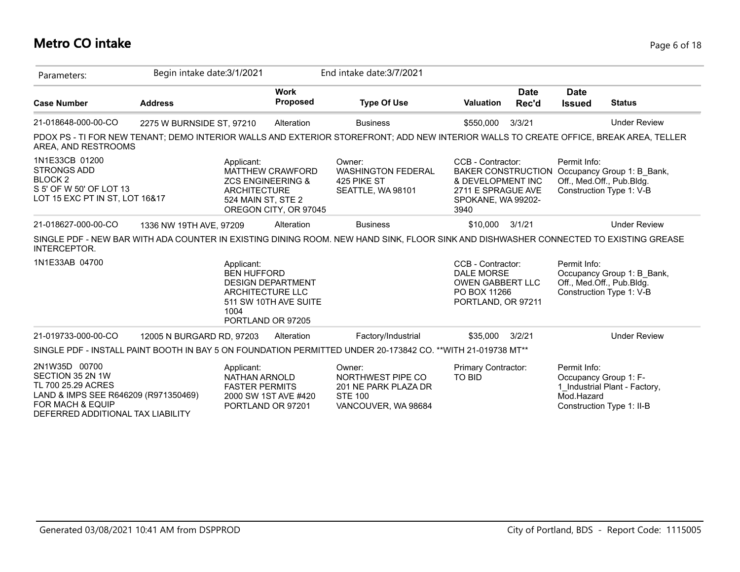# Metro CO intake

| Parameters: | Begin intake date:3/1/2021 | | End intake date:3/7/2021 | | | | |
|---|---|---|---|---|---|---|---|
| **Case Number** | **Address** | **Work Proposed** | **Type Of Use** | **Valuation** | **Date Rec'd** | **Date Issued** | **Status** |
| 21-018648-000-00-CO | 2275 W BURNSIDE ST, 97210 | Alteration | Business | $550,000 | 3/3/21 | | Under Review |

PDOX PS - TI FOR NEW TENANT; DEMO INTERIOR WALLS AND EXTERIOR STOREFRONT; ADD NEW INTERIOR WALLS TO CREATE OFFICE, BREAK AREA, TELLER AREA, AND RESTROOMS

| | | | | |
|---|---|---|---|---|
| 1N1E33CB 01200<br>STRONGS ADD<br>BLOCK 2<br>S 5' OF W 50' OF LOT 13<br>LOT 15 EXC PT IN ST, LOT 16&17 | Applicant:<br>MATTHEW CRAWFORD<br>ZCS ENGINEERING & ARCHITECTURE<br>524 MAIN ST, STE 2<br>OREGON CITY, OR 97045 | Owner:<br>WASHINGTON FEDERAL<br>425 PIKE ST<br>SEATTLE, WA 98101 | CCB - Contractor:<br>BAKER CONSTRUCTION & DEVELOPMENT INC<br>2711 E SPRAGUE AVE<br>SPOKANE, WA 99202-3940 | Permit Info:<br>Occupancy Group 1: B_Bank, Off., Med.Off., Pub.Bldg.<br>Construction Type 1: V-B |

| **Case Number** | **Address** | **Work Proposed** | **Type Of Use** | **Valuation** | **Date Rec'd** | **Date Issued** | **Status** |
|---|---|---|---|---|---|---|---|
| 21-018627-000-00-CO | 1336 NW 19TH AVE, 97209 | Alteration | Business | $10,000 | 3/1/21 | | Under Review |

SINGLE PDF - NEW BAR WITH ADA COUNTER IN EXISTING DINING ROOM. NEW HAND SINK, FLOOR SINK AND DISHWASHER CONNECTED TO EXISTING GREASE INTERCEPTOR.

| | | | | |
|---|---|---|---|---|
| 1N1E33AB 04700 | Applicant:<br>BEN HUFFORD<br>DESIGN DEPARTMENT ARCHITECTURE LLC<br>511 SW 10TH AVE SUITE 1004<br>PORTLAND OR 97205 | | CCB - Contractor:<br>DALE MORSE<br>OWEN GABBERT LLC<br>PO BOX 11266<br>PORTLAND, OR 97211 | Permit Info:<br>Occupancy Group 1: B_Bank, Off., Med.Off., Pub.Bldg.<br>Construction Type 1: V-B |

| **Case Number** | **Address** | **Work Proposed** | **Type Of Use** | **Valuation** | **Date Rec'd** | **Date Issued** | **Status** |
|---|---|---|---|---|---|---|---|
| 21-019733-000-00-CO | 12005 N BURGARD RD, 97203 | Alteration | Factory/Industrial | $35,000 | 3/2/21 | | Under Review |

SINGLE PDF - INSTALL PAINT BOOTH IN BAY 5 ON FOUNDATION PERMITTED UNDER 20-173842 CO. **WITH 21-019738 MT**

| | | | | |
|---|---|---|---|---|
| 2N1W35D 00700<br>SECTION 35 2N 1W<br>TL 700 25.29 ACRES<br>LAND & IMPS SEE R646209 (R971350469) FOR MACH & EQUIP<br>DEFERRED ADDITIONAL TAX LIABILITY | Applicant:<br>NATHAN ARNOLD<br>FASTER PERMITS<br>2000 SW 1ST AVE #420<br>PORTLAND OR 97201 | Owner:<br>NORTHWEST PIPE CO<br>201 NE PARK PLAZA DR STE 100<br>VANCOUVER, WA 98684 | Primary Contractor:<br>TO BID | Permit Info:<br>Occupancy Group 1: F-1_Industrial Plant - Factory, Mod.Hazard<br>Construction Type 1: II-B |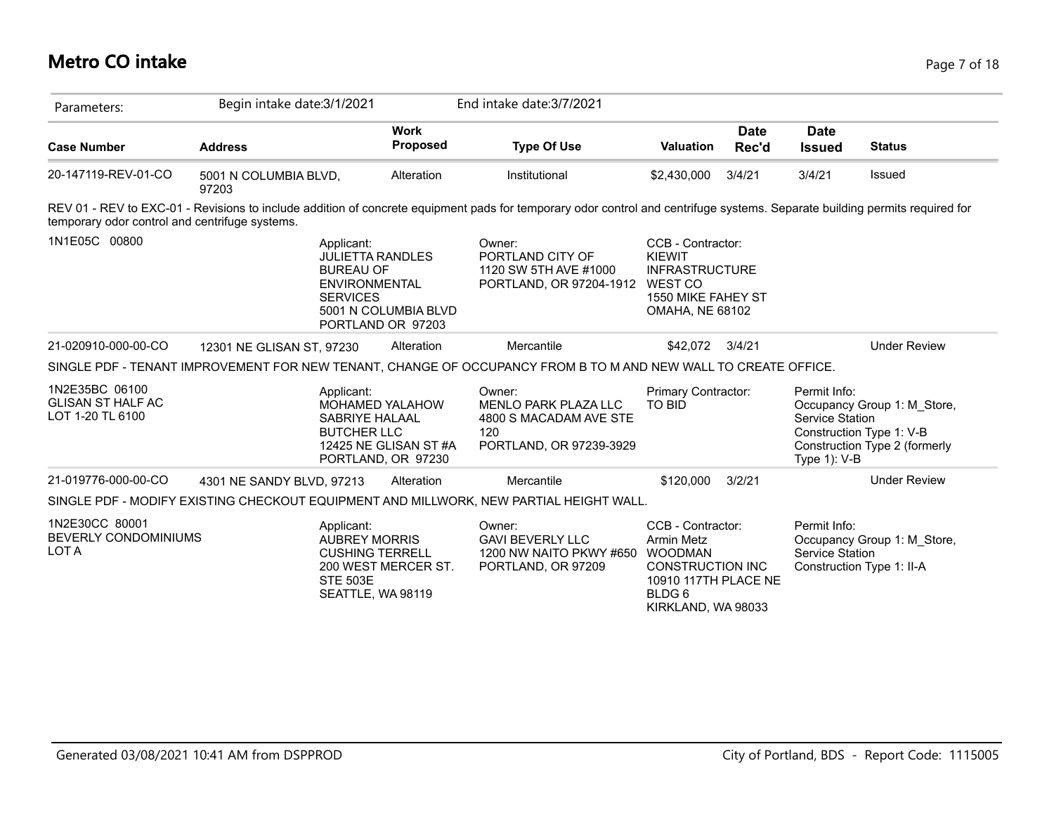# Metro CO intake

| Parameters: | Begin intake date:3/1/2021 | | End intake date:3/7/2021 | | | | |
|---|---|---|---|---|---|---|---|
| **Case Number** | **Address** | **Work Proposed** | **Type Of Use** | **Valuation** | **Date Rec'd** | **Date Issued** | **Status** |
| 20-147119-REV-01-CO | 5001 N COLUMBIA BLVD, 97203 | Alteration | Institutional | $2,430,000 | 3/4/21 | 3/4/21 | Issued |

REV 01 - REV to EXC-01 - Revisions to include addition of concrete equipment pads for temporary odor control and centrifuge systems. Separate building permits required for temporary odor control and centrifuge systems.

1N1E05C 00800

Applicant:
JULIETTA RANDLES
BUREAU OF ENVIRONMENTAL SERVICES
5001 N COLUMBIA BLVD
PORTLAND OR 97203

Owner:
PORTLAND CITY OF
1120 SW 5TH AVE #1000
PORTLAND, OR 97204-1912

CCB - Contractor:
KIEWIT INFRASTRUCTURE WEST CO
1550 MIKE FAHEY ST
OMAHA, NE 68102

---

| Case Number | Address | Work Proposed | Type Of Use | Valuation | Date Rec'd | Date Issued | Status |
|---|---|---|---|---|---|---|---|
| 21-020910-000-00-CO | 12301 NE GLISAN ST, 97230 | Alteration | Mercantile | $42,072 | 3/4/21 | | Under Review |

SINGLE PDF - TENANT IMPROVEMENT FOR NEW TENANT, CHANGE OF OCCUPANCY FROM B TO M AND NEW WALL TO CREATE OFFICE.

1N2E35BC 06100
GLISAN ST HALF AC
LOT 1-20 TL 6100

Applicant:
MOHAMED YALAHOW
SABRIYE HALAAL BUTCHER LLC
12425 NE GLISAN ST #A
PORTLAND, OR 97230

Owner:
MENLO PARK PLAZA LLC
4800 S MACADAM AVE STE 120
PORTLAND, OR 97239-3929

Primary Contractor:
TO BID

Permit Info:
Occupancy Group 1: M_Store, Service Station
Construction Type 1: V-B
Construction Type 2 (formerly Type 1): V-B

---

| Case Number | Address | Work Proposed | Type Of Use | Valuation | Date Rec'd | Date Issued | Status |
|---|---|---|---|---|---|---|---|
| 21-019776-000-00-CO | 4301 NE SANDY BLVD, 97213 | Alteration | Mercantile | $120,000 | 3/2/21 | | Under Review |

SINGLE PDF - MODIFY EXISTING CHECKOUT EQUIPMENT AND MILLWORK, NEW PARTIAL HEIGHT WALL.

1N2E30CC 80001
BEVERLY CONDOMINIUMS
LOT A

Applicant:
AUBREY MORRIS
CUSHING TERRELL
200 WEST MERCER ST. STE 503E
SEATTLE, WA 98119

Owner:
GAVI BEVERLY LLC
1200 NW NAITO PKWY #650
PORTLAND, OR 97209

CCB - Contractor:
Armin Metz
WOODMAN CONSTRUCTION INC
10910 117TH PLACE NE BLDG 6
KIRKLAND, WA 98033

Permit Info:
Occupancy Group 1: M_Store, Service Station
Construction Type 1: II-A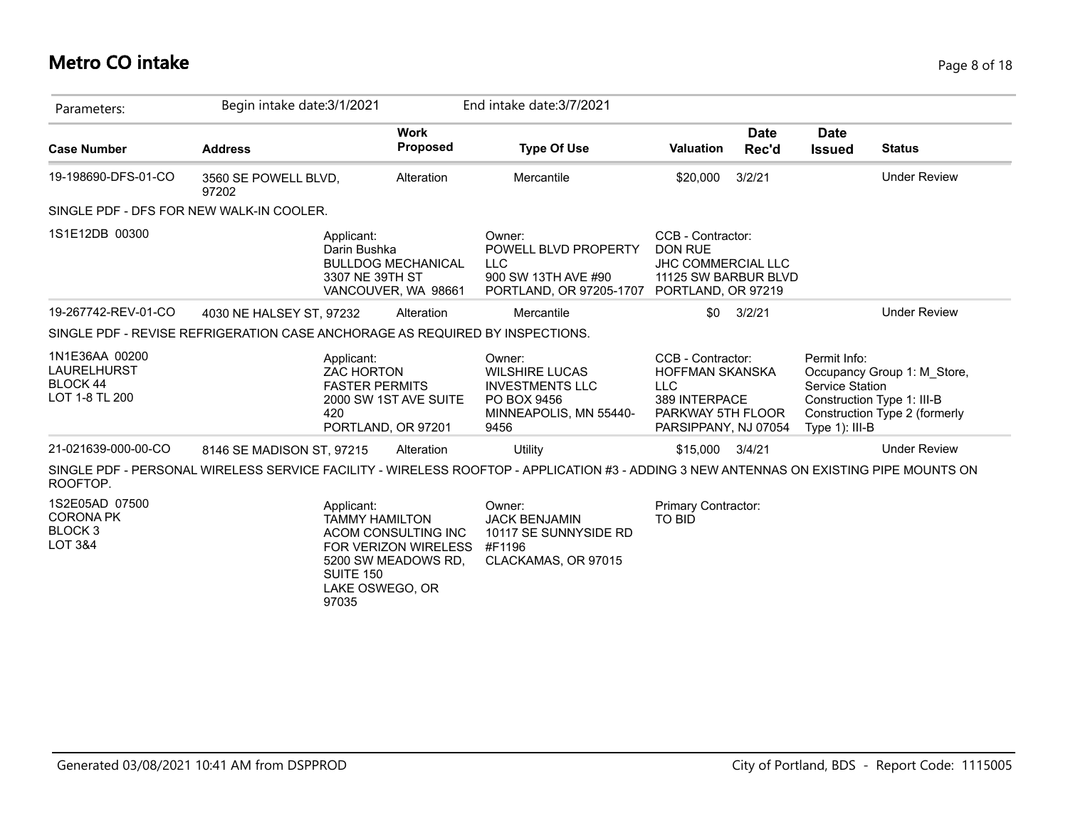# Metro CO intake

| Parameters: | Begin intake date:3/1/2021 | | End intake date:3/7/2021 | | | | |
|---|---|---|---|---|---|---|---|
| **Case Number** | **Address** | **Work Proposed** | **Type Of Use** | **Valuation** | **Date Rec'd** | **Date Issued** | **Status** |
| 19-198690-DFS-01-CO | 3560 SE POWELL BLVD, 97202 | Alteration | Mercantile | $20,000 | 3/2/21 | | Under Review |
| SINGLE PDF - DFS FOR NEW WALK-IN COOLER. | | | | | | | |
| 1S1E12DB 00300 | | Applicant: Darin Bushka BULLDOG MECHANICAL 3307 NE 39TH ST VANCOUVER, WA 98661 | Owner: POWELL BLVD PROPERTY LLC 900 SW 13TH AVE #90 PORTLAND, OR 97205-1707 | CCB - Contractor: DON RUE JHC COMMERCIAL LLC 11125 SW BARBUR BLVD PORTLAND, OR 97219 | | | |
| 19-267742-REV-01-CO | 4030 NE HALSEY ST, 97232 | Alteration | Mercantile | $0 | 3/2/21 | | Under Review |
| SINGLE PDF - REVISE REFRIGERATION CASE ANCHORAGE AS REQUIRED BY INSPECTIONS. | | | | | | | |
| 1N1E36AA 00200 LAURELHURST BLOCK 44 LOT 1-8 TL 200 | | Applicant: ZAC HORTON FASTER PERMITS 2000 SW 1ST AVE SUITE 420 PORTLAND, OR 97201 | Owner: WILSHIRE LUCAS INVESTMENTS LLC PO BOX 9456 MINNEAPOLIS, MN 55440-9456 | CCB - Contractor: HOFFMAN SKANSKA LLC 389 INTERPACE PARKWAY 5TH FLOOR PARSIPPANY, NJ 07054 | | Permit Info: Occupancy Group 1: M_Store, Service Station Construction Type 1: III-B Construction Type 2 (formerly Type 1): III-B | |
| 21-021639-000-00-CO | 8146 SE MADISON ST, 97215 | Alteration | Utility | $15,000 | 3/4/21 | | Under Review |
| SINGLE PDF - PERSONAL WIRELESS SERVICE FACILITY - WIRELESS ROOFTOP - APPLICATION #3 - ADDING 3 NEW ANTENNAS ON EXISTING PIPE MOUNTS ON ROOFTOP. | | | | | | | |
| 1S2E05AD 07500 CORONA PK BLOCK 3 LOT 3&4 | | Applicant: TAMMY HAMILTON ACOM CONSULTING INC FOR VERIZON WIRELESS 5200 SW MEADOWS RD, SUITE 150 LAKE OSWEGO, OR 97035 | Owner: JACK BENJAMIN 10117 SE SUNNYSIDE RD #F1196 CLACKAMAS, OR 97015 | Primary Contractor: TO BID | | | |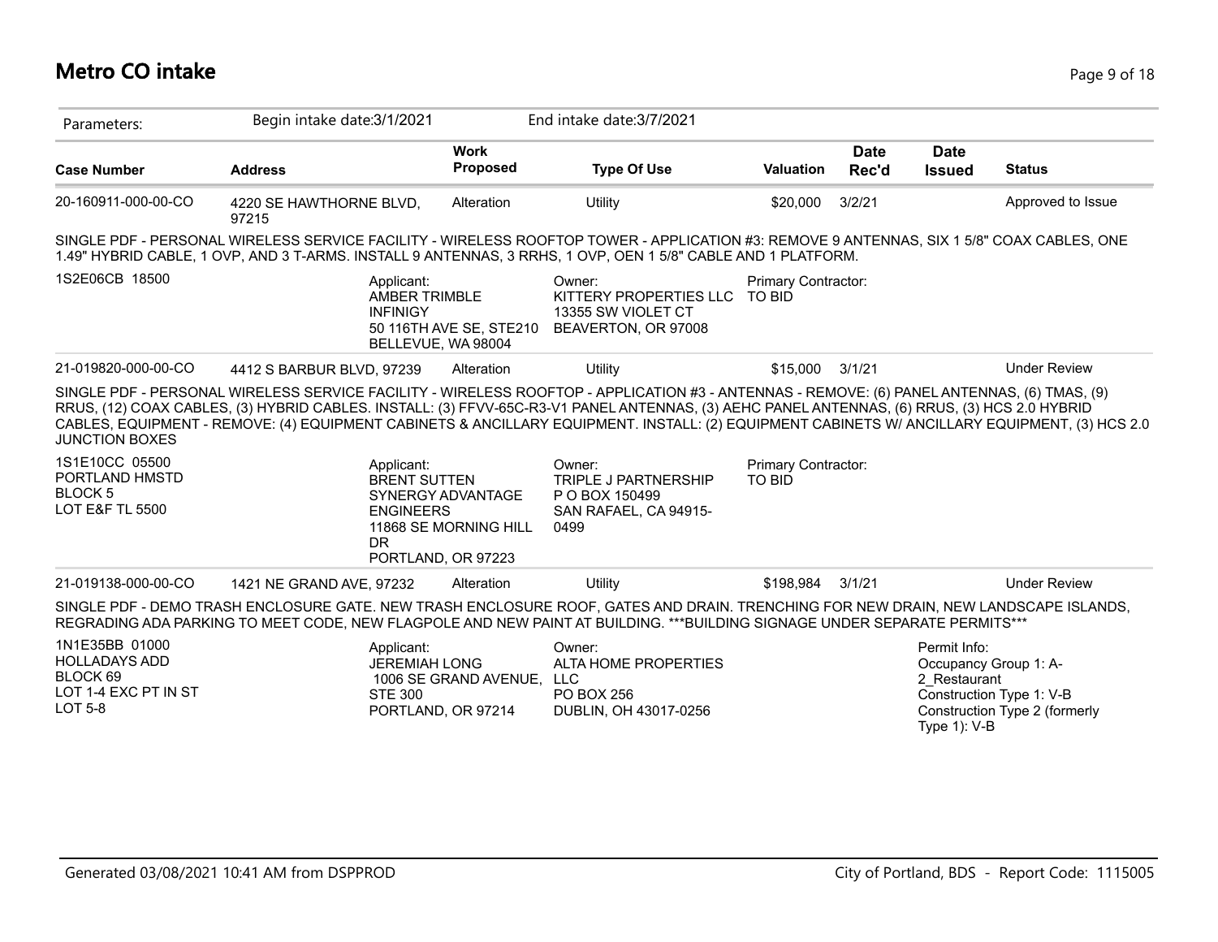# Metro CO intake

Parameters: Begin intake date:3/1/2021 End intake date:3/7/2021

| Case Number | Address | Work Proposed | Type Of Use | Valuation | Date Rec'd | Date Issued | Status |
|---|---|---|---|---|---|---|---|
| 20-160911-000-00-CO | 4220 SE HAWTHORNE BLVD, 97215 | Alteration | Utility | $20,000 | 3/2/21 | | Approved to Issue |

SINGLE PDF - PERSONAL WIRELESS SERVICE FACILITY - WIRELESS ROOFTOP TOWER - APPLICATION #3: REMOVE 9 ANTENNAS, SIX 1 5/8" COAX CABLES, ONE 1.49" HYBRID CABLE, 1 OVP, AND 3 T-ARMS. INSTALL 9 ANTENNAS, 3 RRHS, 1 OVP, OEN 1 5/8" CABLE AND 1 PLATFORM.

1S2E06CB 18500

Applicant: AMBER TRIMBLE, INFINIGY, 50 116TH AVE SE, STE210, BELLEVUE, WA 98004

Owner: KITTERY PROPERTIES LLC, 13355 SW VIOLET CT, BEAVERTON, OR 97008

Primary Contractor: TO BID

| Case Number | Address | Work Proposed | Type Of Use | Valuation | Date Rec'd | Date Issued | Status |
|---|---|---|---|---|---|---|---|
| 21-019820-000-00-CO | 4412 S BARBUR BLVD, 97239 | Alteration | Utility | $15,000 | 3/1/21 | | Under Review |

SINGLE PDF - PERSONAL WIRELESS SERVICE FACILITY - WIRELESS ROOFTOP - APPLICATION #3 - ANTENNAS - REMOVE: (6) PANEL ANTENNAS, (6) TMAS, (9) RRUS, (12) COAX CABLES, (3) HYBRID CABLES. INSTALL: (3) FFVV-65C-R3-V1 PANEL ANTENNAS, (3) AEHC PANEL ANTENNAS, (6) RRUS, (3) HCS 2.0 HYBRID CABLES, EQUIPMENT - REMOVE: (4) EQUIPMENT CABINETS & ANCILLARY EQUIPMENT. INSTALL: (2) EQUIPMENT CABINETS W/ ANCILLARY EQUIPMENT, (3) HCS 2.0 JUNCTION BOXES

1S1E10CC 05500
PORTLAND HMSTD
BLOCK 5
LOT E&F TL 5500

Applicant: BRENT SUTTEN, SYNERGY ADVANTAGE ENGINEERS, 11868 SE MORNING HILL DR, PORTLAND, OR 97223

Owner: TRIPLE J PARTNERSHIP, P O BOX 150499, SAN RAFAEL, CA 94915-0499

Primary Contractor: TO BID

| Case Number | Address | Work Proposed | Type Of Use | Valuation | Date Rec'd | Date Issued | Status |
|---|---|---|---|---|---|---|---|
| 21-019138-000-00-CO | 1421 NE GRAND AVE, 97232 | Alteration | Utility | $198,984 | 3/1/21 | | Under Review |

SINGLE PDF - DEMO TRASH ENCLOSURE GATE. NEW TRASH ENCLOSURE ROOF, GATES AND DRAIN. TRENCHING FOR NEW DRAIN, NEW LANDSCAPE ISLANDS, REGRADING ADA PARKING TO MEET CODE, NEW FLAGPOLE AND NEW PAINT AT BUILDING. ***BUILDING SIGNAGE UNDER SEPARATE PERMITS***

1N1E35BB 01000
HOLLADAYS ADD
BLOCK 69
LOT 1-4 EXC PT IN ST
LOT 5-8

Applicant: JEREMIAH LONG, 1006 SE GRAND AVENUE, STE 300, PORTLAND, OR 97214

Owner: ALTA HOME PROPERTIES LLC, PO BOX 256, DUBLIN, OH 43017-0256

Permit Info:
Occupancy Group 1: A-2_Restaurant
Construction Type 1: V-B
Construction Type 2 (formerly Type 1): V-B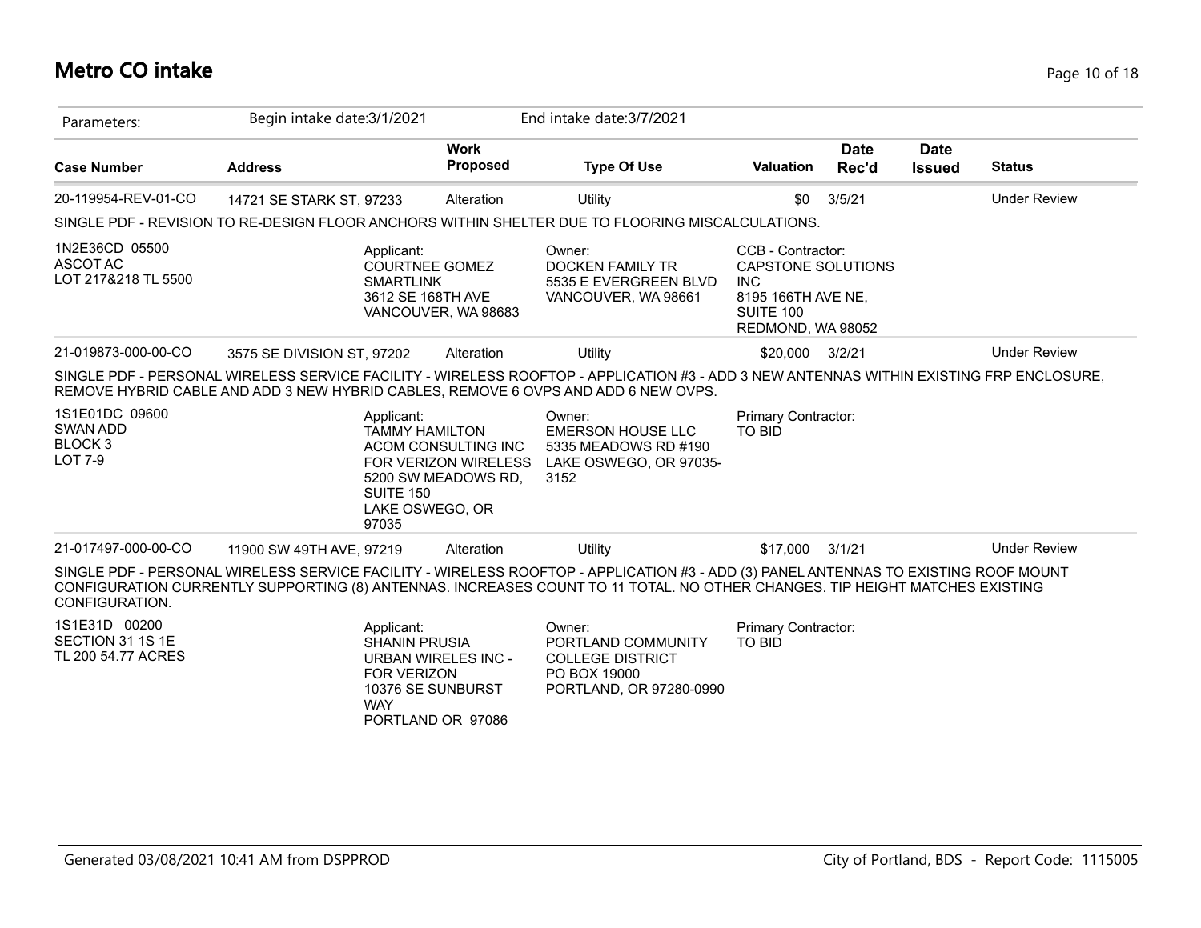# Metro CO intake

| Parameters: | Begin intake date:3/1/2021 | | End intake date:3/7/2021 | | | | |
|---|---|---|---|---|---|---|---|
| **Case Number** | **Address** | **Work Proposed** | **Type Of Use** | **Valuation** | **Date Rec'd** | **Date Issued** | **Status** |
| 20-119954-REV-01-CO | 14721 SE STARK ST, 97233 | Alteration | Utility | $0 | 3/5/21 | | Under Review |

SINGLE PDF - REVISION TO RE-DESIGN FLOOR ANCHORS WITHIN SHELTER DUE TO FLOORING MISCALCULATIONS.

1N2E36CD 05500
ASCOT AC
LOT 217&218 TL 5500

Applicant:
COURTNEE GOMEZ
SMARTLINK
3612 SE 168TH AVE
VANCOUVER, WA 98683

Owner:
DOCKEN FAMILY TR
5535 E EVERGREEN BLVD
VANCOUVER, WA 98661

CCB - Contractor:
CAPSTONE SOLUTIONS INC
8195 166TH AVE NE, SUITE 100
REDMOND, WA 98052

| Case Number | Address | Work Proposed | Type Of Use | Valuation | Date Rec'd | Date Issued | Status |
|---|---|---|---|---|---|---|---|
| 21-019873-000-00-CO | 3575 SE DIVISION ST, 97202 | Alteration | Utility | $20,000 | 3/2/21 | | Under Review |

SINGLE PDF - PERSONAL WIRELESS SERVICE FACILITY - WIRELESS ROOFTOP - APPLICATION #3 - ADD 3 NEW ANTENNAS WITHIN EXISTING FRP ENCLOSURE, REMOVE HYBRID CABLE AND ADD 3 NEW HYBRID CABLES, REMOVE 6 OVPS AND ADD 6 NEW OVPS.

1S1E01DC 09600
SWAN ADD
BLOCK 3
LOT 7-9

Applicant:
TAMMY HAMILTON
ACOM CONSULTING INC
FOR VERIZON WIRELESS
5200 SW MEADOWS RD, SUITE 150
LAKE OSWEGO, OR 97035

Owner:
EMERSON HOUSE LLC
5335 MEADOWS RD #190
LAKE OSWEGO, OR 97035-3152

Primary Contractor:
TO BID

| Case Number | Address | Work Proposed | Type Of Use | Valuation | Date Rec'd | Date Issued | Status |
|---|---|---|---|---|---|---|---|
| 21-017497-000-00-CO | 11900 SW 49TH AVE, 97219 | Alteration | Utility | $17,000 | 3/1/21 | | Under Review |

SINGLE PDF - PERSONAL WIRELESS SERVICE FACILITY - WIRELESS ROOFTOP - APPLICATION #3 - ADD (3) PANEL ANTENNAS TO EXISTING ROOF MOUNT CONFIGURATION CURRENTLY SUPPORTING (8) ANTENNAS. INCREASES COUNT TO 11 TOTAL. NO OTHER CHANGES. TIP HEIGHT MATCHES EXISTING CONFIGURATION.

1S1E31D 00200
SECTION 31 1S 1E
TL 200 54.77 ACRES

Applicant:
SHANIN PRUSIA
URBAN WIRELES INC - FOR VERIZON
10376 SE SUNBURST WAY
PORTLAND OR 97086

Owner:
PORTLAND COMMUNITY COLLEGE DISTRICT
PO BOX 19000
PORTLAND, OR 97280-0990

Primary Contractor:
TO BID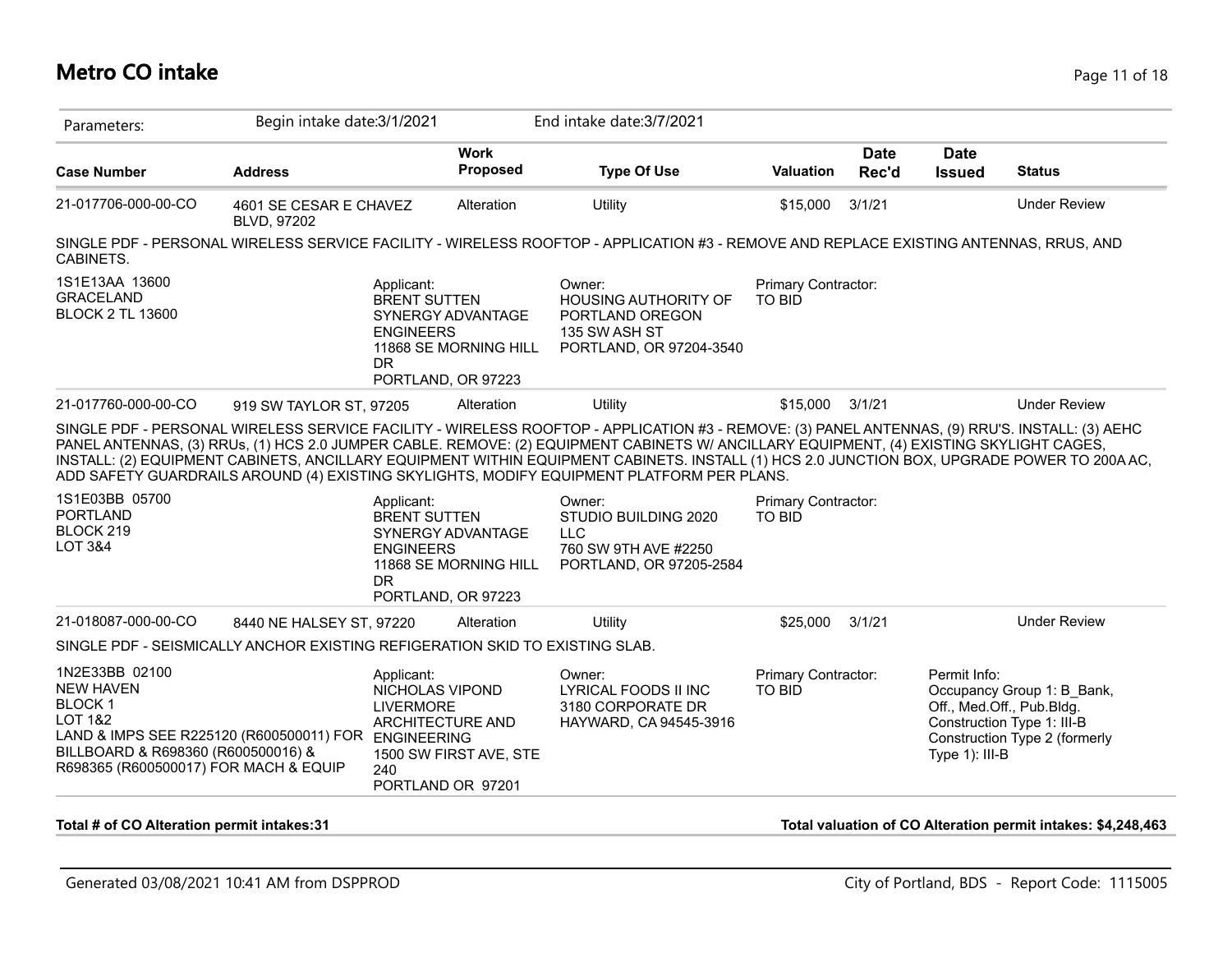# Metro CO intake

Parameters: Begin intake date:3/1/2021 End intake date:3/7/2021

| Case Number | Address | Work Proposed | Type Of Use | Valuation | Date Rec'd | Date Issued | Status |
|---|---|---|---|---|---|---|---|
| 21-017706-000-00-CO | 4601 SE CESAR E CHAVEZ BLVD, 97202 | Alteration | Utility | $15,000 | 3/1/21 | | Under Review |

SINGLE PDF - PERSONAL WIRELESS SERVICE FACILITY - WIRELESS ROOFTOP - APPLICATION #3 - REMOVE AND REPLACE EXISTING ANTENNAS, RRUS, AND CABINETS.

1S1E13AA 13600
GRACELAND
BLOCK 2 TL 13600

Applicant:
BRENT SUTTEN
SYNERGY ADVANTAGE ENGINEERS
11868 SE MORNING HILL DR
PORTLAND, OR 97223

Owner:
HOUSING AUTHORITY OF PORTLAND OREGON
135 SW ASH ST
PORTLAND, OR 97204-3540

Primary Contractor:
TO BID

| Case Number | Address | Work Proposed | Type Of Use | Valuation | Date Rec'd | Date Issued | Status |
|---|---|---|---|---|---|---|---|
| 21-017760-000-00-CO | 919 SW TAYLOR ST, 97205 | Alteration | Utility | $15,000 | 3/1/21 | | Under Review |

SINGLE PDF - PERSONAL WIRELESS SERVICE FACILITY - WIRELESS ROOFTOP - APPLICATION #3 - REMOVE: (3) PANEL ANTENNAS, (9) RRU'S. INSTALL: (3) AEHC PANEL ANTENNAS, (3) RRUs, (1) HCS 2.0 JUMPER CABLE. REMOVE: (2) EQUIPMENT CABINETS W/ ANCILLARY EQUIPMENT, (4) EXISTING SKYLIGHT CAGES, INSTALL: (2) EQUIPMENT CABINETS, ANCILLARY EQUIPMENT WITHIN EQUIPMENT CABINETS. INSTALL (1) HCS 2.0 JUNCTION BOX, UPGRADE POWER TO 200A AC, ADD SAFETY GUARDRAILS AROUND (4) EXISTING SKYLIGHTS, MODIFY EQUIPMENT PLATFORM PER PLANS.

1S1E03BB 05700
PORTLAND
BLOCK 219
LOT 3&4

Applicant:
BRENT SUTTEN
SYNERGY ADVANTAGE ENGINEERS
11868 SE MORNING HILL DR
PORTLAND, OR 97223

Owner:
STUDIO BUILDING 2020 LLC
760 SW 9TH AVE #2250
PORTLAND, OR 97205-2584

Primary Contractor:
TO BID

| Case Number | Address | Work Proposed | Type Of Use | Valuation | Date Rec'd | Date Issued | Status |
|---|---|---|---|---|---|---|---|
| 21-018087-000-00-CO | 8440 NE HALSEY ST, 97220 | Alteration | Utility | $25,000 | 3/1/21 | | Under Review |

SINGLE PDF - SEISMICALLY ANCHOR EXISTING REFIGERATION SKID TO EXISTING SLAB.

1N2E33BB 02100
NEW HAVEN
BLOCK 1
LOT 1&2
LAND & IMPS SEE R225120 (R600500011) FOR BILLBOARD & R698360 (R600500016) & R698365 (R600500017) FOR MACH & EQUIP

Applicant:
NICHOLAS VIPOND
LIVERMORE ARCHITECTURE AND ENGINEERING
1500 SW FIRST AVE, STE 240
PORTLAND OR 97201

Owner:
LYRICAL FOODS II INC
3180 CORPORATE DR
HAYWARD, CA 94545-3916

Primary Contractor:
TO BID

Permit Info:
Occupancy Group 1: B_Bank, Off., Med.Off., Pub.Bldg.
Construction Type 1: III-B
Construction Type 2 (formerly Type 1): III-B

**Total # of CO Alteration permit intakes:31**

**Total valuation of CO Alteration permit intakes: $4,248,463**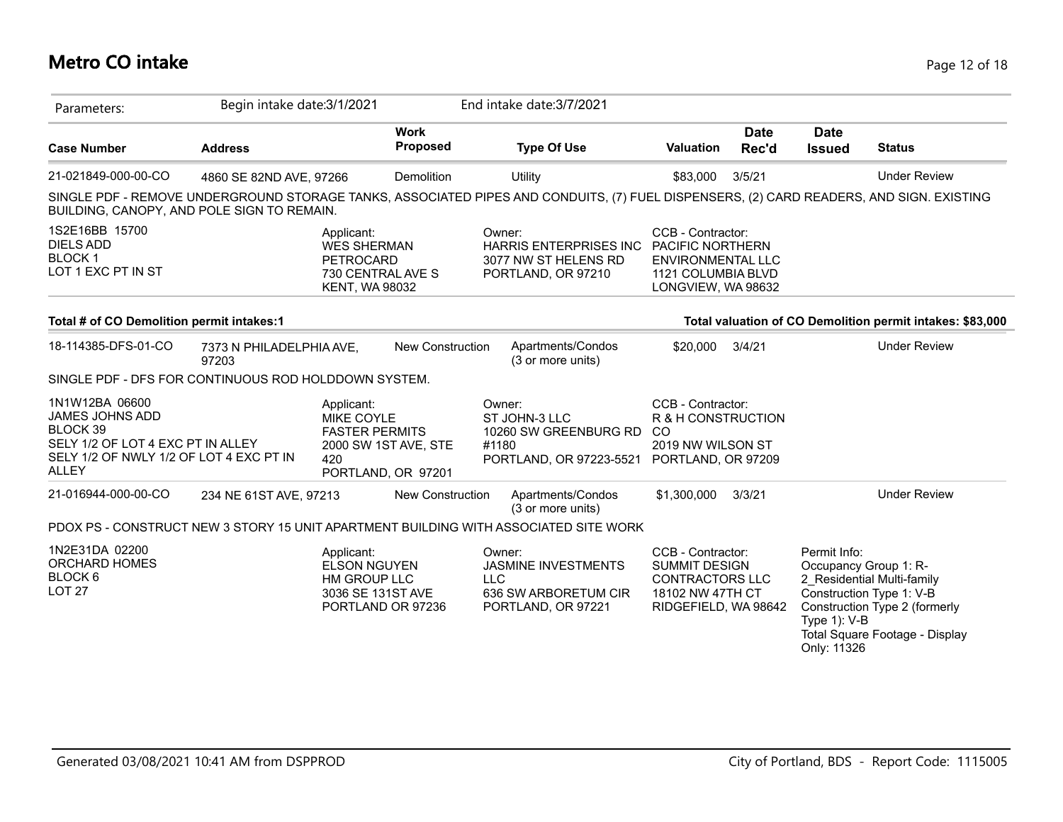# Metro CO intake

Parameters: Begin intake date:3/1/2021 End intake date:3/7/2021

| Case Number | Address | Work Proposed | Type Of Use | Valuation | Date Rec'd | Date Issued | Status |
|---|---|---|---|---|---|---|---|
| 21-021849-000-00-CO | 4860 SE 82ND AVE, 97266 | Demolition | Utility | $83,000 | 3/5/21 | | Under Review |

SINGLE PDF - REMOVE UNDERGROUND STORAGE TANKS, ASSOCIATED PIPES AND CONDUITS, (7) FUEL DISPENSERS, (2) CARD READERS, AND SIGN. EXISTING BUILDING, CANOPY, AND POLE SIGN TO REMAIN.

1S2E16BB 15700
DIELS ADD
BLOCK 1
LOT 1 EXC PT IN ST

Applicant:
WES SHERMAN
PETROCARD
730 CENTRAL AVE S
KENT, WA 98032

Owner:
HARRIS ENTERPRISES INC
3077 NW ST HELENS RD
PORTLAND, OR 97210

CCB - Contractor:
PACIFIC NORTHERN ENVIRONMENTAL LLC
1121 COLUMBIA BLVD
LONGVIEW, WA 98632

**Total # of CO Demolition permit intakes:1**

**Total valuation of CO Demolition permit intakes: $83,000**

| Case Number | Address | Work Proposed | Type Of Use | Valuation | Date Rec'd | Date Issued | Status |
|---|---|---|---|---|---|---|---|
| 18-114385-DFS-01-CO | 7373 N PHILADELPHIA AVE, 97203 | New Construction | Apartments/Condos (3 or more units) | $20,000 | 3/4/21 | | Under Review |

SINGLE PDF - DFS FOR CONTINUOUS ROD HOLDDOWN SYSTEM.

1N1W12BA 06600
JAMES JOHNS ADD
BLOCK 39
SELY 1/2 OF LOT 4 EXC PT IN ALLEY
SELY 1/2 OF NWLY 1/2 OF LOT 4 EXC PT IN ALLEY

Applicant:
MIKE COYLE
FASTER PERMITS
2000 SW 1ST AVE, STE 420
PORTLAND, OR 97201

Owner:
ST JOHN-3 LLC
10260 SW GREENBURG RD #1180
PORTLAND, OR 97223-5521

CCB - Contractor:
R & H CONSTRUCTION CO
2019 NW WILSON ST
PORTLAND, OR 97209

| Case Number | Address | Work Proposed | Type Of Use | Valuation | Date Rec'd | Date Issued | Status |
|---|---|---|---|---|---|---|---|
| 21-016944-000-00-CO | 234 NE 61ST AVE, 97213 | New Construction | Apartments/Condos (3 or more units) | $1,300,000 | 3/3/21 | | Under Review |

PDOX PS - CONSTRUCT NEW 3 STORY 15 UNIT APARTMENT BUILDING WITH ASSOCIATED SITE WORK

1N2E31DA 02200
ORCHARD HOMES
BLOCK 6
LOT 27

Applicant:
ELSON NGUYEN
HM GROUP LLC
3036 SE 131ST AVE
PORTLAND OR 97236

Owner:
JASMINE INVESTMENTS LLC
636 SW ARBORETUM CIR
PORTLAND, OR 97221

CCB - Contractor:
SUMMIT DESIGN CONTRACTORS LLC
18102 NW 47TH CT
RIDGEFIELD, WA 98642

Permit Info:
Occupancy Group 1: R-2_Residential Multi-family
Construction Type 1: V-B
Construction Type 2 (formerly Type 1): V-B
Total Square Footage - Display Only: 11326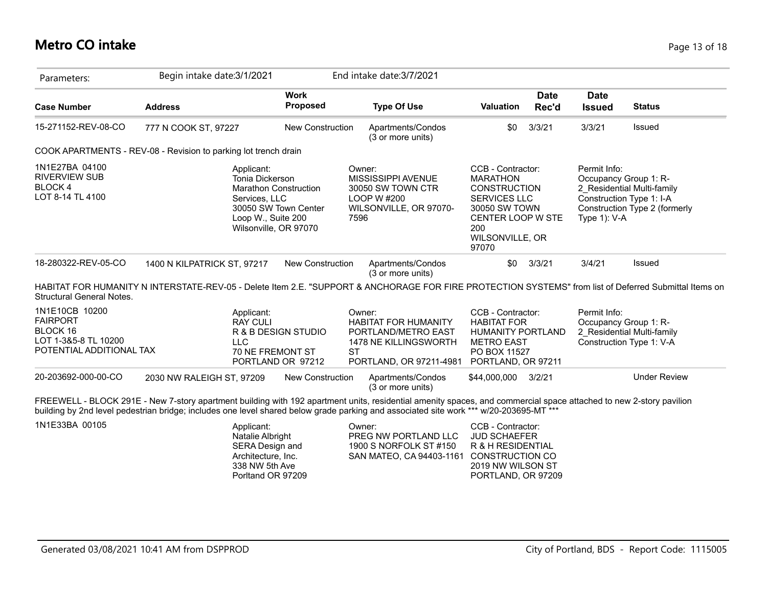# Metro CO intake

| Parameters: | Begin intake date:3/1/2021 | | End intake date:3/7/2021 | | | | |
|---|---|---|---|---|---|---|---|
| **Case Number** | **Address** | **Work Proposed** | **Type Of Use** | **Valuation** | **Date Rec'd** | **Date Issued** | **Status** |
| 15-271152-REV-08-CO | 777 N COOK ST, 97227 | New Construction | Apartments/Condos (3 or more units) | $0 | 3/3/21 | 3/3/21 | Issued |

COOK APARTMENTS - REV-08 - Revision to parking lot trench drain

1N1E27BA 04100
RIVERVIEW SUB
BLOCK 4
LOT 8-14 TL 4100

Applicant:
Tonia Dickerson
Marathon Construction Services, LLC
30050 SW Town Center Loop W., Suite 200
Wilsonville, OR 97070

Owner:
MISSISSIPPI AVENUE
30050 SW TOWN CTR LOOP W #200
WILSONVILLE, OR 97070-7596

CCB - Contractor:
MARATHON CONSTRUCTION SERVICES LLC
30050 SW TOWN CENTER LOOP W STE 200
WILSONVILLE, OR 97070

Permit Info:
Occupancy Group 1: R-2_Residential Multi-family
Construction Type 1: I-A
Construction Type 2 (formerly Type 1): V-A

| Case Number | Address | Work Proposed | Type Of Use | Valuation | Date Rec'd | Date Issued | Status |
|---|---|---|---|---|---|---|---|
| 18-280322-REV-05-CO | 1400 N KILPATRICK ST, 97217 | New Construction | Apartments/Condos (3 or more units) | $0 | 3/3/21 | 3/4/21 | Issued |

HABITAT FOR HUMANITY N INTERSTATE-REV-05 - Delete Item 2.E. "SUPPORT & ANCHORAGE FOR FIRE PROTECTION SYSTEMS" from list of Deferred Submittal Items on Structural General Notes.

1N1E10CB 10200
FAIRPORT
BLOCK 16
LOT 1-3&5-8 TL 10200
POTENTIAL ADDITIONAL TAX

Applicant:
RAY CULI
R & B DESIGN STUDIO LLC
70 NE FREMONT ST
PORTLAND OR 97212

Owner:
HABITAT FOR HUMANITY PORTLAND/METRO EAST
1478 NE KILLINGSWORTH ST
PORTLAND, OR 97211-4981

CCB - Contractor:
HABITAT FOR HUMANITY PORTLAND METRO EAST
PO BOX 11527
PORTLAND, OR 97211

Permit Info:
Occupancy Group 1: R-2_Residential Multi-family
Construction Type 1: V-A

| Case Number | Address | Work Proposed | Type Of Use | Valuation | Date Rec'd | Date Issued | Status |
|---|---|---|---|---|---|---|---|
| 20-203692-000-00-CO | 2030 NW RALEIGH ST, 97209 | New Construction | Apartments/Condos (3 or more units) | $44,000,000 | 3/2/21 | | Under Review |

FREEWELL - BLOCK 291E - New 7-story apartment building with 192 apartment units, residential amenity spaces, and commercial space attached to new 2-story pavilion building by 2nd level pedestrian bridge; includes one level shared below grade parking and associated site work *** w/20-203695-MT ***

1N1E33BA 00105

Applicant:
Natalie Albright
SERA Design and Architecture, Inc.
338 NW 5th Ave
Porltand OR 97209

Owner:
PREG NW PORTLAND LLC
1900 S NORFOLK ST #150
SAN MATEO, CA 94403-1161

CCB - Contractor:
JUD SCHAEFER
R & H RESIDENTIAL CONSTRUCTION CO
2019 NW WILSON ST
PORTLAND, OR 97209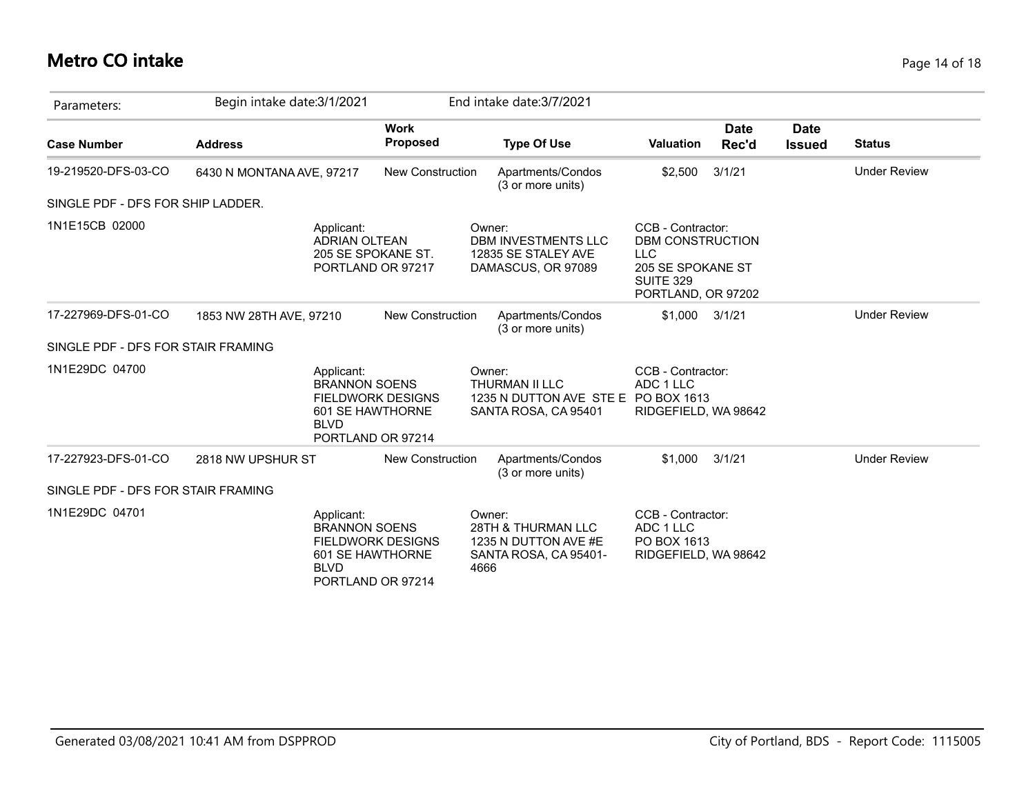# Metro CO intake

Parameters: Begin intake date:3/1/2021 End intake date:3/7/2021

| Case Number | Address | Work Proposed | Type Of Use | Valuation | Date Rec'd | Date Issued | Status |
|---|---|---|---|---|---|---|---|
| 19-219520-DFS-03-CO | 6430 N MONTANA AVE, 97217 | New Construction | Apartments/Condos (3 or more units) | $2,500 | 3/1/21 | | Under Review |
| SINGLE PDF - DFS FOR SHIP LADDER. | | | | | | | |
| 1N1E15CB 02000 | Applicant: ADRIAN OLTEAN 205 SE SPOKANE ST. PORTLAND OR 97217 | | Owner: DBM INVESTMENTS LLC 12835 SE STALEY AVE DAMASCUS, OR 97089 | CCB - Contractor: DBM CONSTRUCTION LLC 205 SE SPOKANE ST SUITE 329 PORTLAND, OR 97202 | | | |
| 17-227969-DFS-01-CO | 1853 NW 28TH AVE, 97210 | New Construction | Apartments/Condos (3 or more units) | $1,000 | 3/1/21 | | Under Review |
| SINGLE PDF - DFS FOR STAIR FRAMING | | | | | | | |
| 1N1E29DC 04700 | Applicant: BRANNON SOENS FIELDWORK DESIGNS 601 SE HAWTHORNE BLVD PORTLAND OR 97214 | | Owner: THURMAN II LLC 1235 N DUTTON AVE STE E SANTA ROSA, CA 95401 | CCB - Contractor: ADC 1 LLC PO BOX 1613 RIDGEFIELD, WA 98642 | | | |
| 17-227923-DFS-01-CO | 2818 NW UPSHUR ST | New Construction | Apartments/Condos (3 or more units) | $1,000 | 3/1/21 | | Under Review |
| SINGLE PDF - DFS FOR STAIR FRAMING | | | | | | | |
| 1N1E29DC 04701 | Applicant: BRANNON SOENS FIELDWORK DESIGNS 601 SE HAWTHORNE BLVD PORTLAND OR 97214 | | Owner: 28TH & THURMAN LLC 1235 N DUTTON AVE #E SANTA ROSA, CA 95401-4666 | CCB - Contractor: ADC 1 LLC PO BOX 1613 RIDGEFIELD, WA 98642 | | | |

Generated 03/08/2021 10:41 AM from DSPPROD — City of Portland, BDS - Report Code: 1115005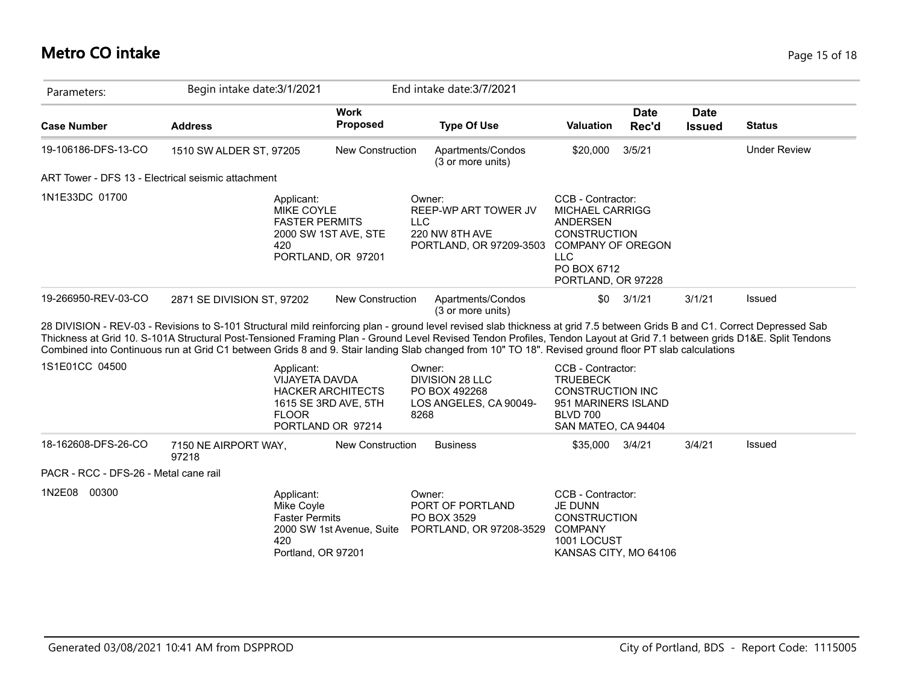# Metro CO intake

| Parameters: | Begin intake date:3/1/2021 | | End intake date:3/7/2021 | | | | |
|---|---|---|---|---|---|---|---|
| **Case Number** | **Address** | **Work Proposed** | **Type Of Use** | **Valuation** | **Date Rec'd** | **Date Issued** | **Status** |
| 19-106186-DFS-13-CO | 1510 SW ALDER ST, 97205 | New Construction | Apartments/Condos (3 or more units) | $20,000 | 3/5/21 | | Under Review |

ART Tower - DFS 13 - Electrical seismic attachment

1N1E33DC 01700

| Applicant: | Owner: | CCB - Contractor: |
|---|---|---|
| MIKE COYLE<br>FASTER PERMITS<br>2000 SW 1ST AVE, STE 420<br>PORTLAND, OR 97201 | REEP-WP ART TOWER JV LLC<br>220 NW 8TH AVE<br>PORTLAND, OR 97209-3503 | MICHAEL CARRIGG<br>ANDERSEN CONSTRUCTION COMPANY OF OREGON LLC<br>PO BOX 6712<br>PORTLAND, OR 97228 |

| Case Number | Address | Work Proposed | Type Of Use | Valuation | Date Rec'd | Date Issued | Status |
|---|---|---|---|---|---|---|---|
| 19-266950-REV-03-CO | 2871 SE DIVISION ST, 97202 | New Construction | Apartments/Condos (3 or more units) | $0 | 3/1/21 | 3/1/21 | Issued |

28 DIVISION - REV-03 - Revisions to S-101 Structural mild reinforcing plan - ground level revised slab thickness at grid 7.5 between Grids B and C1. Correct Depressed Sab Thickness at Grid 10. S-101A Structural Post-Tensioned Framing Plan - Ground Level Revised Tendon Profiles, Tendon Layout at Grid 7.1 between grids D1&E. Split Tendons Combined into Continuous run at Grid C1 between Grids 8 and 9. Stair landing Slab changed from 10" TO 18". Revised ground floor PT slab calculations

1S1E01CC 04500

| Applicant: | Owner: | CCB - Contractor: |
|---|---|---|
| VIJAYETA DAVDA<br>HACKER ARCHITECTS<br>1615 SE 3RD AVE, 5TH FLOOR<br>PORTLAND OR 97214 | DIVISION 28 LLC<br>PO BOX 492268<br>LOS ANGELES, CA 90049-8268 | TRUEBECK CONSTRUCTION INC<br>951 MARINERS ISLAND BLVD 700<br>SAN MATEO, CA 94404 |

| Case Number | Address | Work Proposed | Type Of Use | Valuation | Date Rec'd | Date Issued | Status |
|---|---|---|---|---|---|---|---|
| 18-162608-DFS-26-CO | 7150 NE AIRPORT WAY, 97218 | New Construction | Business | $35,000 | 3/4/21 | 3/4/21 | Issued |

PACR - RCC - DFS-26 - Metal cane rail

1N2E08 00300

| Applicant: | Owner: | CCB - Contractor: |
|---|---|---|
| Mike Coyle<br>Faster Permits<br>2000 SW 1st Avenue, Suite 420<br>Portland, OR 97201 | PORT OF PORTLAND<br>PO BOX 3529<br>PORTLAND, OR 97208-3529 | JE DUNN CONSTRUCTION COMPANY<br>1001 LOCUST<br>KANSAS CITY, MO 64106 |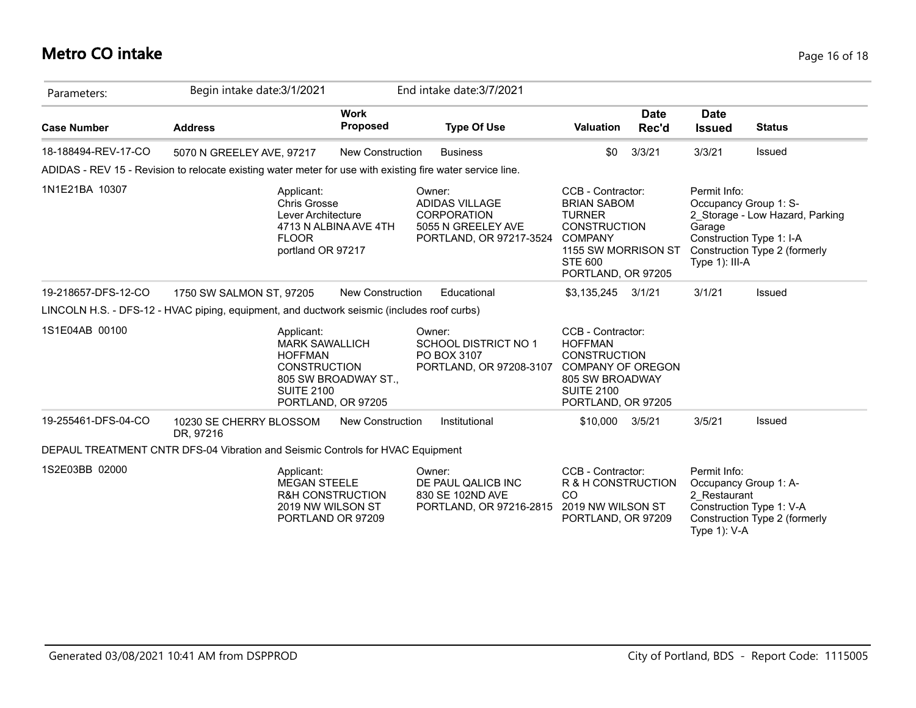# Metro CO intake

| Parameters: | Begin intake date:3/1/2021 | | End intake date:3/7/2021 | | | | |
|---|---|---|---|---|---|---|---|
| **Case Number** | **Address** | **Work Proposed** | **Type Of Use** | **Valuation** | **Date Rec'd** | **Date Issued** | **Status** |
| 18-188494-REV-17-CO | 5070 N GREELEY AVE, 97217 | New Construction | Business | $0 | 3/3/21 | 3/3/21 | Issued |
| ADIDAS - REV 15 - Revision to relocate existing water meter for use with existing fire water service line. | | | | | | | |
| 1N1E21BA 10307 | | Applicant: Chris Grosse Lever Architecture 4713 N ALBINA AVE 4TH FLOOR portland OR 97217 | Owner: ADIDAS VILLAGE CORPORATION 5055 N GREELEY AVE PORTLAND, OR 97217-3524 | CCB - Contractor: BRIAN SABOM TURNER CONSTRUCTION COMPANY 1155 SW MORRISON ST STE 600 PORTLAND, OR 97205 | | Permit Info: Occupancy Group 1: S-2_Storage - Low Hazard, Parking Garage Construction Type 1: I-A Construction Type 2 (formerly Type 1): III-A | |
| 19-218657-DFS-12-CO | 1750 SW SALMON ST, 97205 | New Construction | Educational | $3,135,245 | 3/1/21 | 3/1/21 | Issued |
| LINCOLN H.S. - DFS-12 - HVAC piping, equipment, and ductwork seismic (includes roof curbs) | | | | | | | |
| 1S1E04AB 00100 | | Applicant: MARK SAWALLICH HOFFMAN CONSTRUCTION 805 SW BROADWAY ST., SUITE 2100 PORTLAND, OR 97205 | Owner: SCHOOL DISTRICT NO 1 PO BOX 3107 PORTLAND, OR 97208-3107 | CCB - Contractor: HOFFMAN CONSTRUCTION COMPANY OF OREGON 805 SW BROADWAY SUITE 2100 PORTLAND, OR 97205 | | | |
| 19-255461-DFS-04-CO | 10230 SE CHERRY BLOSSOM DR, 97216 | New Construction | Institutional | $10,000 | 3/5/21 | 3/5/21 | Issued |
| DEPAUL TREATMENT CNTR DFS-04 Vibration and Seismic Controls for HVAC Equipment | | | | | | | |
| 1S2E03BB 02000 | | Applicant: MEGAN STEELE R&H CONSTRUCTION 2019 NW WILSON ST PORTLAND OR 97209 | Owner: DE PAUL QALICB INC 830 SE 102ND AVE PORTLAND, OR 97216-2815 | CCB - Contractor: R & H CONSTRUCTION CO 2019 NW WILSON ST PORTLAND, OR 97209 | | Permit Info: Occupancy Group 1: A-2_Restaurant Construction Type 1: V-A Construction Type 2 (formerly Type 1): V-A | |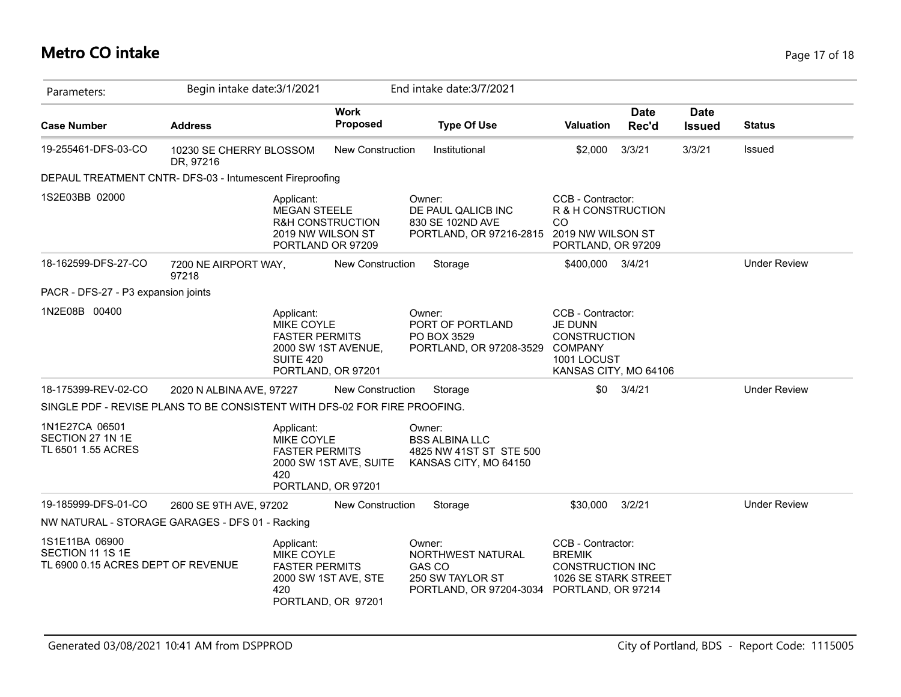# Metro CO intake

Parameters: Begin intake date:3/1/2021 End intake date:3/7/2021

| Case Number | Address | Work Proposed | Type Of Use | Valuation | Date Rec'd | Date Issued | Status |
|---|---|---|---|---|---|---|---|
| 19-255461-DFS-03-CO | 10230 SE CHERRY BLOSSOM DR, 97216 | New Construction | Institutional | $2,000 | 3/3/21 | 3/3/21 | Issued |

DEPAUL TREATMENT CNTR- DFS-03 - Intumescent Fireproofing

1S2E03BB 02000

Applicant: MEGAN STEELE, R&H CONSTRUCTION, 2019 NW WILSON ST, PORTLAND OR 97209

Owner: DE PAUL QALICB INC, 830 SE 102ND AVE, PORTLAND, OR 97216-2815

CCB - Contractor: R & H CONSTRUCTION CO, 2019 NW WILSON ST, PORTLAND, OR 97209

| Case Number | Address | Work Proposed | Type Of Use | Valuation | Date Rec'd | Date Issued | Status |
|---|---|---|---|---|---|---|---|
| 18-162599-DFS-27-CO | 7200 NE AIRPORT WAY, 97218 | New Construction | Storage | $400,000 | 3/4/21 | | Under Review |

PACR - DFS-27 - P3 expansion joints

1N2E08B 00400

Applicant: MIKE COYLE, FASTER PERMITS, 2000 SW 1ST AVENUE, SUITE 420, PORTLAND, OR 97201

Owner: PORT OF PORTLAND, PO BOX 3529, PORTLAND, OR 97208-3529

CCB - Contractor: JE DUNN CONSTRUCTION COMPANY, 1001 LOCUST, KANSAS CITY, MO 64106

| Case Number | Address | Work Proposed | Type Of Use | Valuation | Date Rec'd | Date Issued | Status |
|---|---|---|---|---|---|---|---|
| 18-175399-REV-02-CO | 2020 N ALBINA AVE, 97227 | New Construction | Storage | $0 | 3/4/21 | | Under Review |

SINGLE PDF - REVISE PLANS TO BE CONSISTENT WITH DFS-02 FOR FIRE PROOFING.

1N1E27CA 06501
SECTION 27 1N 1E
TL 6501 1.55 ACRES

Applicant: MIKE COYLE, FASTER PERMITS, 2000 SW 1ST AVE, SUITE 420, PORTLAND, OR 97201

Owner: BSS ALBINA LLC, 4825 NW 41ST ST STE 500, KANSAS CITY, MO 64150

| Case Number | Address | Work Proposed | Type Of Use | Valuation | Date Rec'd | Date Issued | Status |
|---|---|---|---|---|---|---|---|
| 19-185999-DFS-01-CO | 2600 SE 9TH AVE, 97202 | New Construction | Storage | $30,000 | 3/2/21 | | Under Review |

NW NATURAL - STORAGE GARAGES - DFS 01 - Racking

1S1E11BA 06900
SECTION 11 1S 1E
TL 6900 0.15 ACRES DEPT OF REVENUE

Applicant: MIKE COYLE, FASTER PERMITS, 2000 SW 1ST AVE, STE 420, PORTLAND, OR 97201

Owner: NORTHWEST NATURAL GAS CO, 250 SW TAYLOR ST, PORTLAND, OR 97204-3034

CCB - Contractor: BREMIK CONSTRUCTION INC, 1026 SE STARK STREET, PORTLAND, OR 97214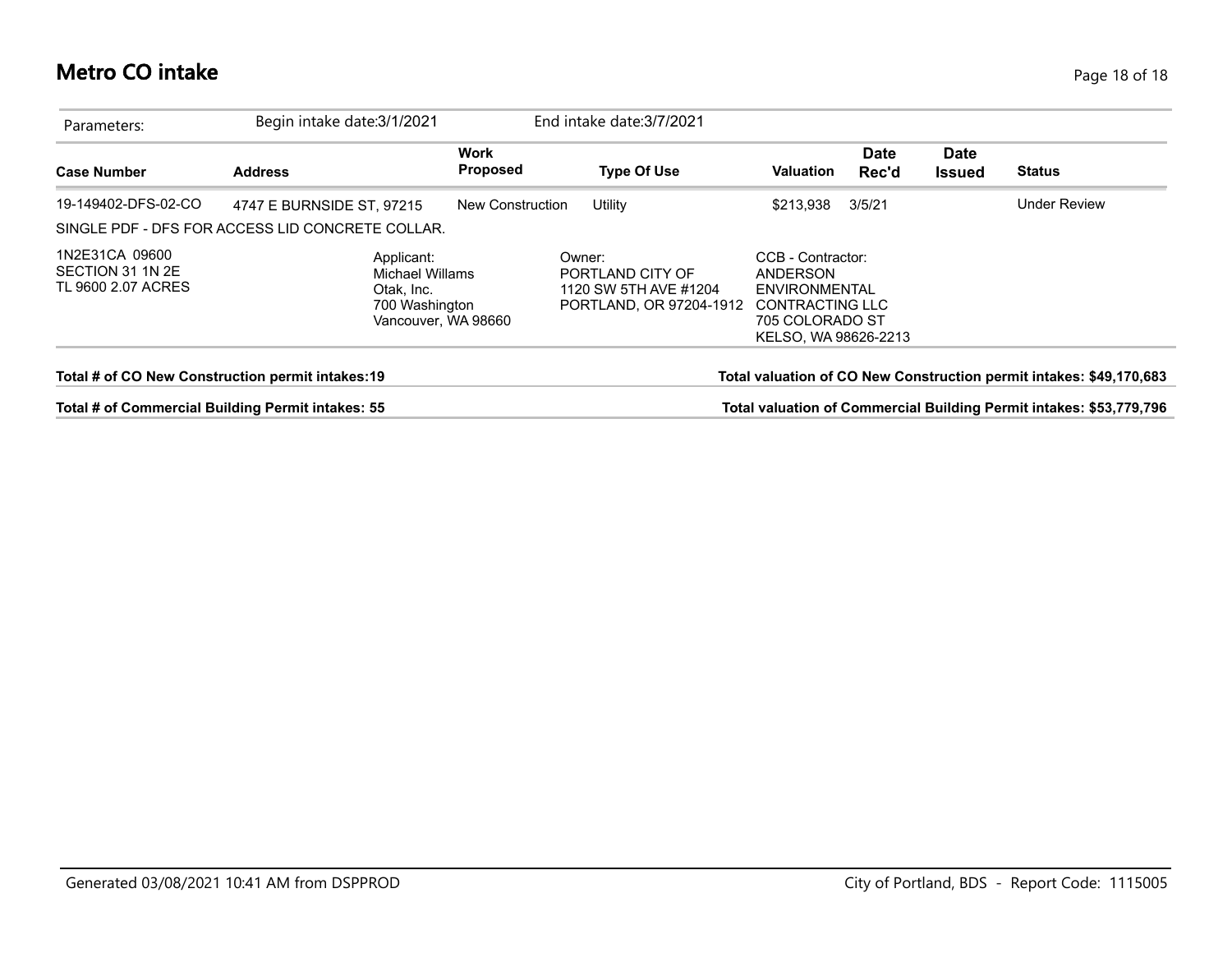# Metro CO intake

Parameters: Begin intake date:3/1/2021 End intake date:3/7/2021

| Case Number | Address | Work Proposed | Type Of Use | Valuation | Date Rec'd | Date Issued | Status |
|---|---|---|---|---|---|---|---|
| 19-149402-DFS-02-CO | 4747 E BURNSIDE ST, 97215 | New Construction | Utility | $213,938 | 3/5/21 | | Under Review |

SINGLE PDF - DFS FOR ACCESS LID CONCRETE COLLAR.

| | | | |
|---|---|---|---|
| 1N2E31CA 09600<br>SECTION 31 1N 2E<br>TL 9600 2.07 ACRES | Applicant:<br>Michael Willams<br>Otak, Inc.<br>700 Washington<br>Vancouver, WA 98660 | Owner:<br>PORTLAND CITY OF<br>1120 SW 5TH AVE #1204<br>PORTLAND, OR 97204-1912 | CCB - Contractor:<br>ANDERSON<br>ENVIRONMENTAL<br>CONTRACTING LLC<br>705 COLORADO ST<br>KELSO, WA 98626-2213 |

**Total # of CO New Construction permit intakes:19** **Total valuation of CO New Construction permit intakes: $49,170,683**

**Total # of Commercial Building Permit intakes: 55** **Total valuation of Commercial Building Permit intakes: $53,779,796**

Generated 03/08/2021 10:41 AM from DSPPROD City of Portland, BDS - Report Code: 1115005